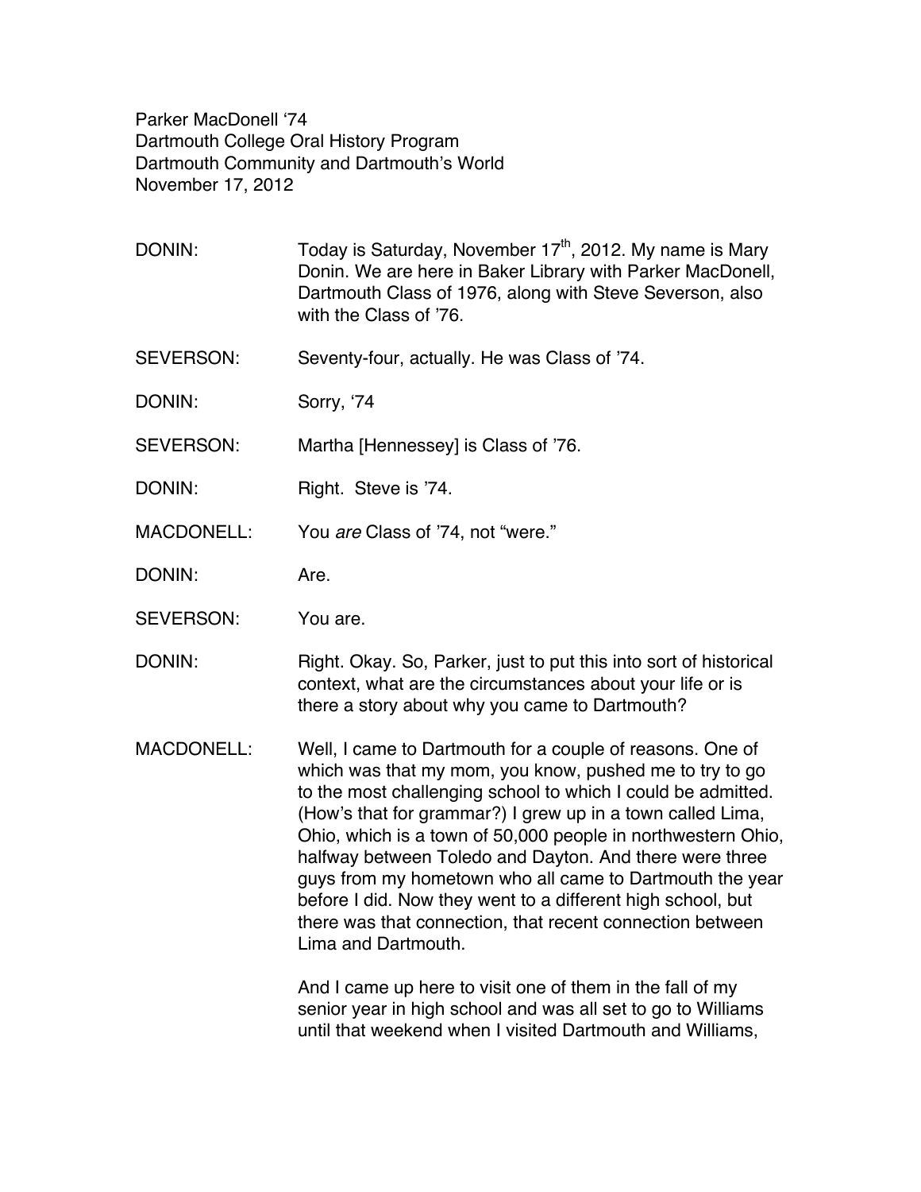Parker MacDonell '74
Dartmouth College Oral History Program
Dartmouth Community and Dartmouth's World
November 17, 2012

DONIN: Today is Saturday, November 17th, 2012. My name is Mary Donin. We are here in Baker Library with Parker MacDonell, Dartmouth Class of 1976, along with Steve Severson, also with the Class of '76.

SEVERSON: Seventy-four, actually. He was Class of '74.

DONIN: Sorry, '74

SEVERSON: Martha [Hennessey] is Class of '76.

DONIN: Right. Steve is '74.

MACDONELL: You *are* Class of '74, not "were."

DONIN: Are.

SEVERSON: You are.

DONIN: Right. Okay. So, Parker, just to put this into sort of historical context, what are the circumstances about your life or is there a story about why you came to Dartmouth?

MACDONELL: Well, I came to Dartmouth for a couple of reasons. One of which was that my mom, you know, pushed me to try to go to the most challenging school to which I could be admitted. (How's that for grammar?) I grew up in a town called Lima, Ohio, which is a town of 50,000 people in northwestern Ohio, halfway between Toledo and Dayton. And there were three guys from my hometown who all came to Dartmouth the year before I did. Now they went to a different high school, but there was that connection, that recent connection between Lima and Dartmouth.

And I came up here to visit one of them in the fall of my senior year in high school and was all set to go to Williams until that weekend when I visited Dartmouth and Williams,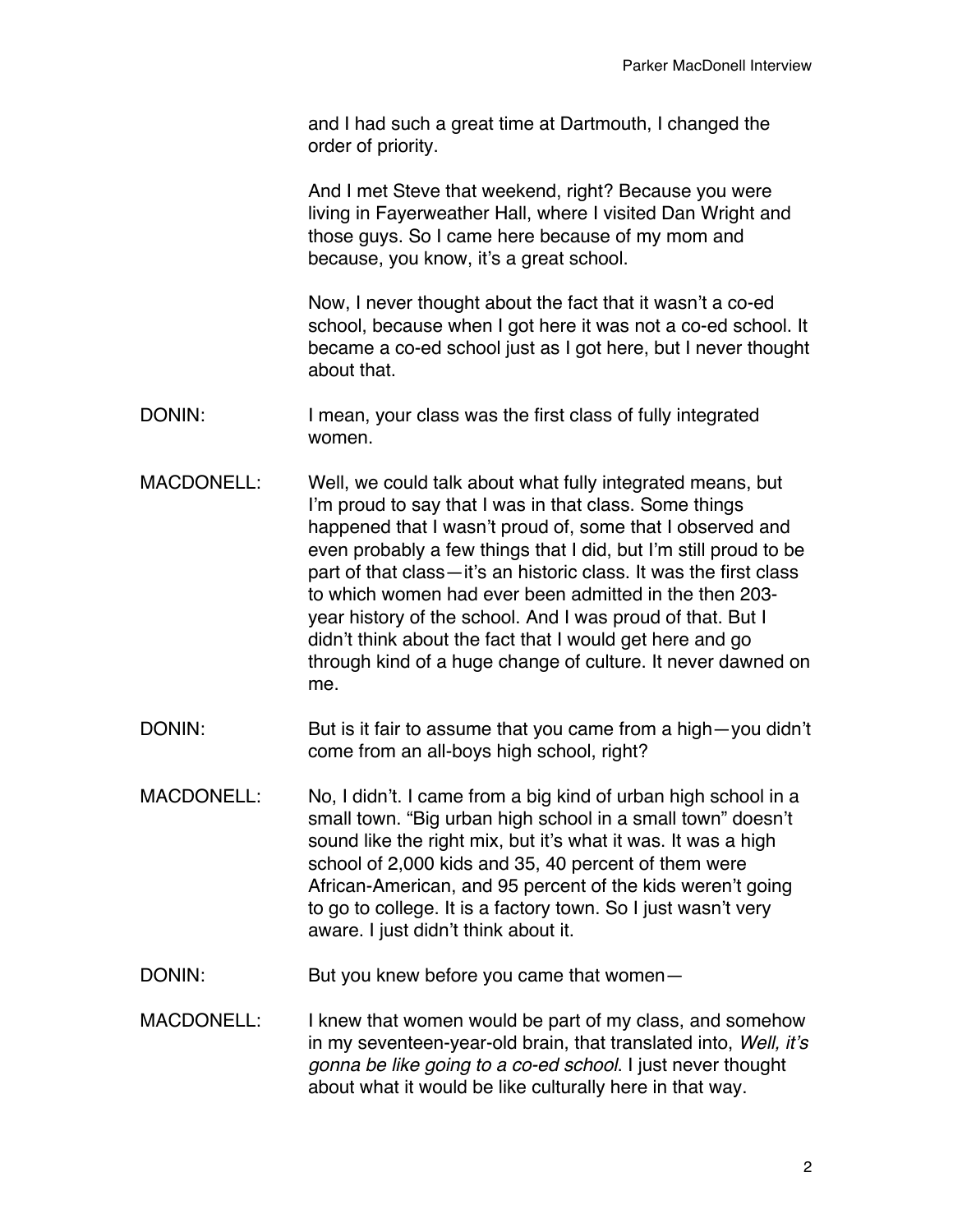and I had such a great time at Dartmouth, I changed the order of priority.

And I met Steve that weekend, right? Because you were living in Fayerweather Hall, where I visited Dan Wright and those guys. So I came here because of my mom and because, you know, it's a great school.

Now, I never thought about the fact that it wasn't a co-ed school, because when I got here it was not a co-ed school. It became a co-ed school just as I got here, but I never thought about that.

DONIN: I mean, your class was the first class of fully integrated women.

MACDONELL: Well, we could talk about what fully integrated means, but I'm proud to say that I was in that class. Some things happened that I wasn't proud of, some that I observed and even probably a few things that I did, but I'm still proud to be part of that class—it's an historic class. It was the first class to which women had ever been admitted in the then 203-year history of the school. And I was proud of that. But I didn't think about the fact that I would get here and go through kind of a huge change of culture. It never dawned on me.

DONIN: But is it fair to assume that you came from a high—you didn't come from an all-boys high school, right?

MACDONELL: No, I didn't. I came from a big kind of urban high school in a small town. "Big urban high school in a small town" doesn't sound like the right mix, but it's what it was. It was a high school of 2,000 kids and 35, 40 percent of them were African-American, and 95 percent of the kids weren't going to go to college. It is a factory town. So I just wasn't very aware. I just didn't think about it.

DONIN: But you knew before you came that women—

MACDONELL: I knew that women would be part of my class, and somehow in my seventeen-year-old brain, that translated into, *Well, it's gonna be like going to a co-ed school*. I just never thought about what it would be like culturally here in that way.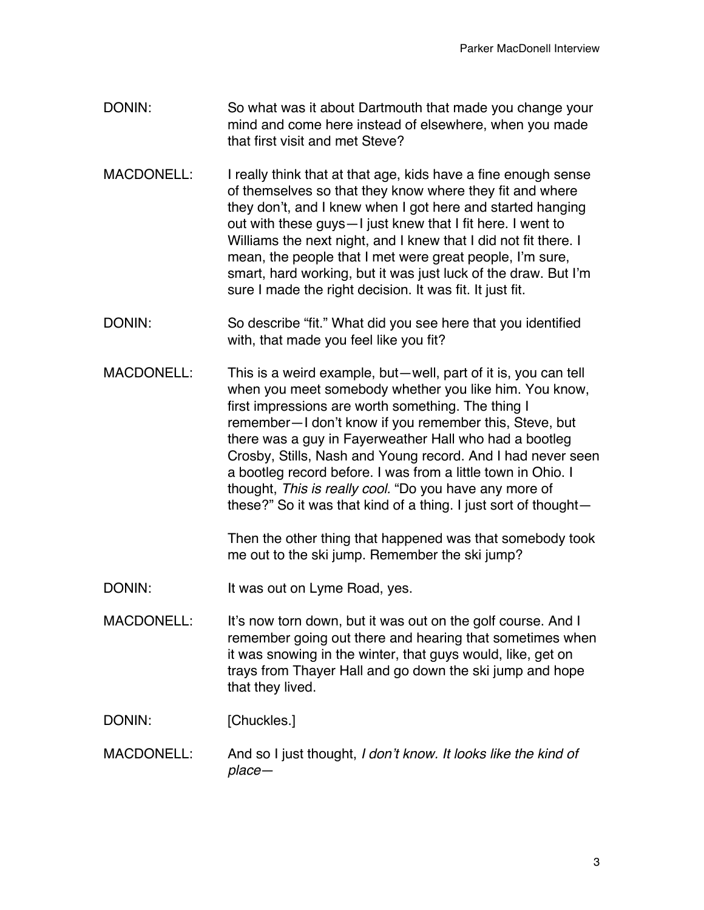DONIN: So what was it about Dartmouth that made you change your mind and come here instead of elsewhere, when you made that first visit and met Steve?

MACDONELL: I really think that at that age, kids have a fine enough sense of themselves so that they know where they fit and where they don't, and I knew when I got here and started hanging out with these guys—I just knew that I fit here. I went to Williams the next night, and I knew that I did not fit there. I mean, the people that I met were great people, I'm sure, smart, hard working, but it was just luck of the draw. But I'm sure I made the right decision. It was fit. It just fit.

DONIN: So describe "fit." What did you see here that you identified with, that made you feel like you fit?

MACDONELL: This is a weird example, but—well, part of it is, you can tell when you meet somebody whether you like him. You know, first impressions are worth something. The thing I remember—I don't know if you remember this, Steve, but there was a guy in Fayerweather Hall who had a bootleg Crosby, Stills, Nash and Young record. And I had never seen a bootleg record before. I was from a little town in Ohio. I thought, *This is really cool.* "Do you have any more of these?" So it was that kind of a thing. I just sort of thought—

Then the other thing that happened was that somebody took me out to the ski jump. Remember the ski jump?

DONIN: It was out on Lyme Road, yes.

MACDONELL: It's now torn down, but it was out on the golf course. And I remember going out there and hearing that sometimes when it was snowing in the winter, that guys would, like, get on trays from Thayer Hall and go down the ski jump and hope that they lived.

DONIN: [Chuckles.]

MACDONELL: And so I just thought, *I don't know. It looks like the kind of place—*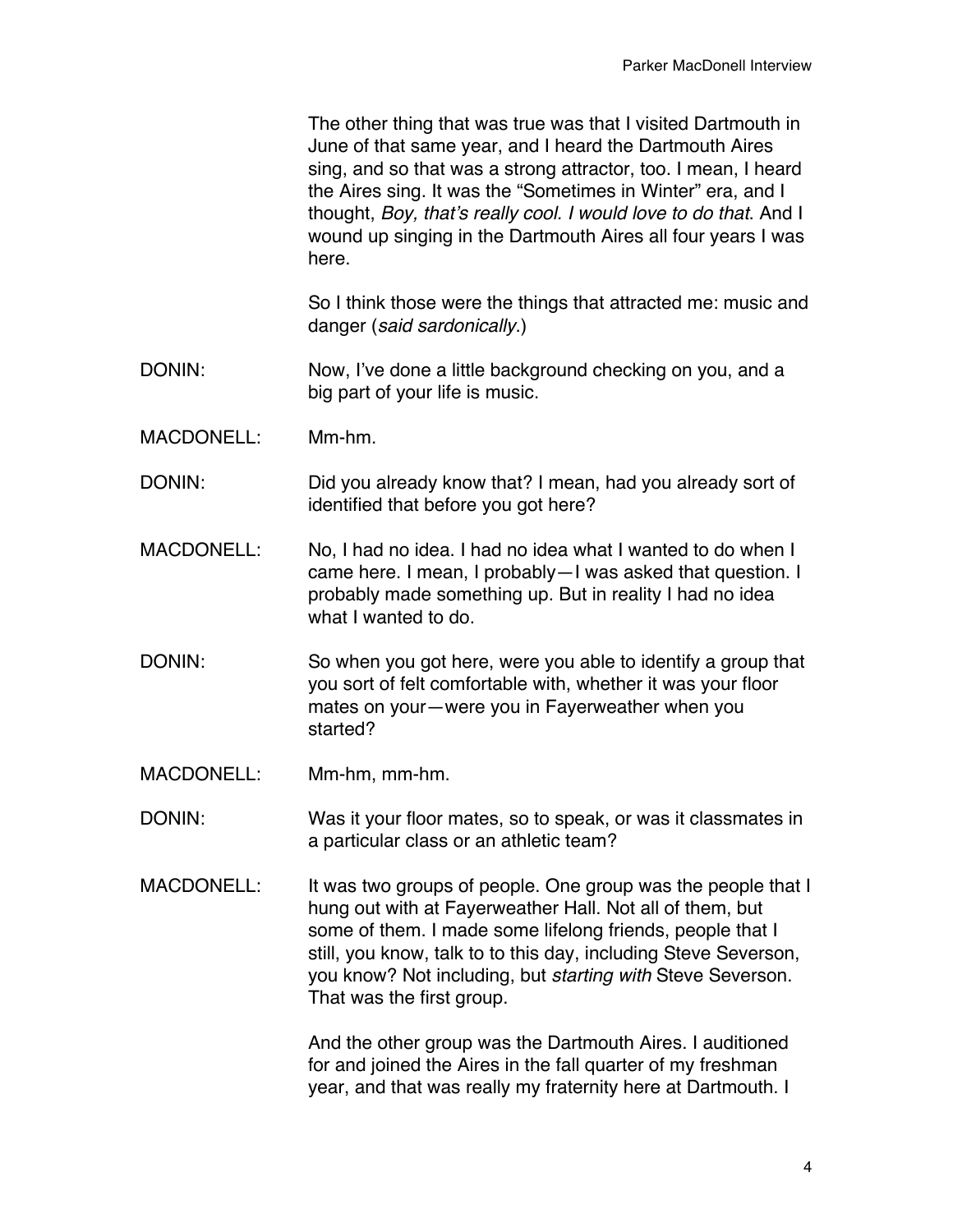The other thing that was true was that I visited Dartmouth in June of that same year, and I heard the Dartmouth Aires sing, and so that was a strong attractor, too. I mean, I heard the Aires sing. It was the "Sometimes in Winter" era, and I thought, *Boy, that's really cool. I would love to do that.* And I wound up singing in the Dartmouth Aires all four years I was here.

So I think those were the things that attracted me: music and danger (*said sardonically*.)

DONIN: Now, I've done a little background checking on you, and a big part of your life is music.

MACDONELL: Mm-hm.

DONIN: Did you already know that? I mean, had you already sort of identified that before you got here?

MACDONELL: No, I had no idea. I had no idea what I wanted to do when I came here. I mean, I probably—I was asked that question. I probably made something up. But in reality I had no idea what I wanted to do.

DONIN: So when you got here, were you able to identify a group that you sort of felt comfortable with, whether it was your floor mates on your—were you in Fayerweather when you started?

MACDONELL: Mm-hm, mm-hm.

DONIN: Was it your floor mates, so to speak, or was it classmates in a particular class or an athletic team?

MACDONELL: It was two groups of people. One group was the people that I hung out with at Fayerweather Hall. Not all of them, but some of them. I made some lifelong friends, people that I still, you know, talk to to this day, including Steve Severson, you know? Not including, but *starting with* Steve Severson. That was the first group.

And the other group was the Dartmouth Aires. I auditioned for and joined the Aires in the fall quarter of my freshman year, and that was really my fraternity here at Dartmouth. I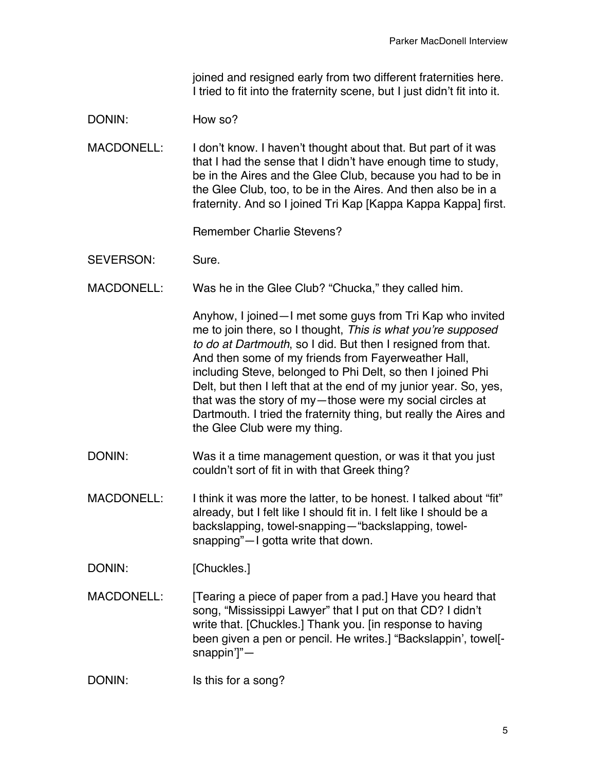joined and resigned early from two different fraternities here. I tried to fit into the fraternity scene, but I just didn't fit into it.

DONIN: How so?

MACDONELL: I don't know. I haven't thought about that. But part of it was that I had the sense that I didn't have enough time to study, be in the Aires and the Glee Club, because you had to be in the Glee Club, too, to be in the Aires. And then also be in a fraternity. And so I joined Tri Kap [Kappa Kappa Kappa] first.

Remember Charlie Stevens?

SEVERSON: Sure.

MACDONELL: Was he in the Glee Club? "Chucka," they called him.

Anyhow, I joined—I met some guys from Tri Kap who invited me to join there, so I thought, *This is what you're supposed to do at Dartmouth*, so I did. But then I resigned from that. And then some of my friends from Fayerweather Hall, including Steve, belonged to Phi Delt, so then I joined Phi Delt, but then I left that at the end of my junior year. So, yes, that was the story of my—those were my social circles at Dartmouth. I tried the fraternity thing, but really the Aires and the Glee Club were my thing.

DONIN: Was it a time management question, or was it that you just couldn't sort of fit in with that Greek thing?

MACDONELL: I think it was more the latter, to be honest. I talked about "fit" already, but I felt like I should fit in. I felt like I should be a backslapping, towel-snapping—"backslapping, towel-snapping"—I gotta write that down.

DONIN: [Chuckles.]

MACDONELL: [Tearing a piece of paper from a pad.] Have you heard that song, "Mississippi Lawyer" that I put on that CD? I didn't write that. [Chuckles.] Thank you. [in response to having been given a pen or pencil. He writes.] "Backslappin', towel[-snappin']"—

DONIN: Is this for a song?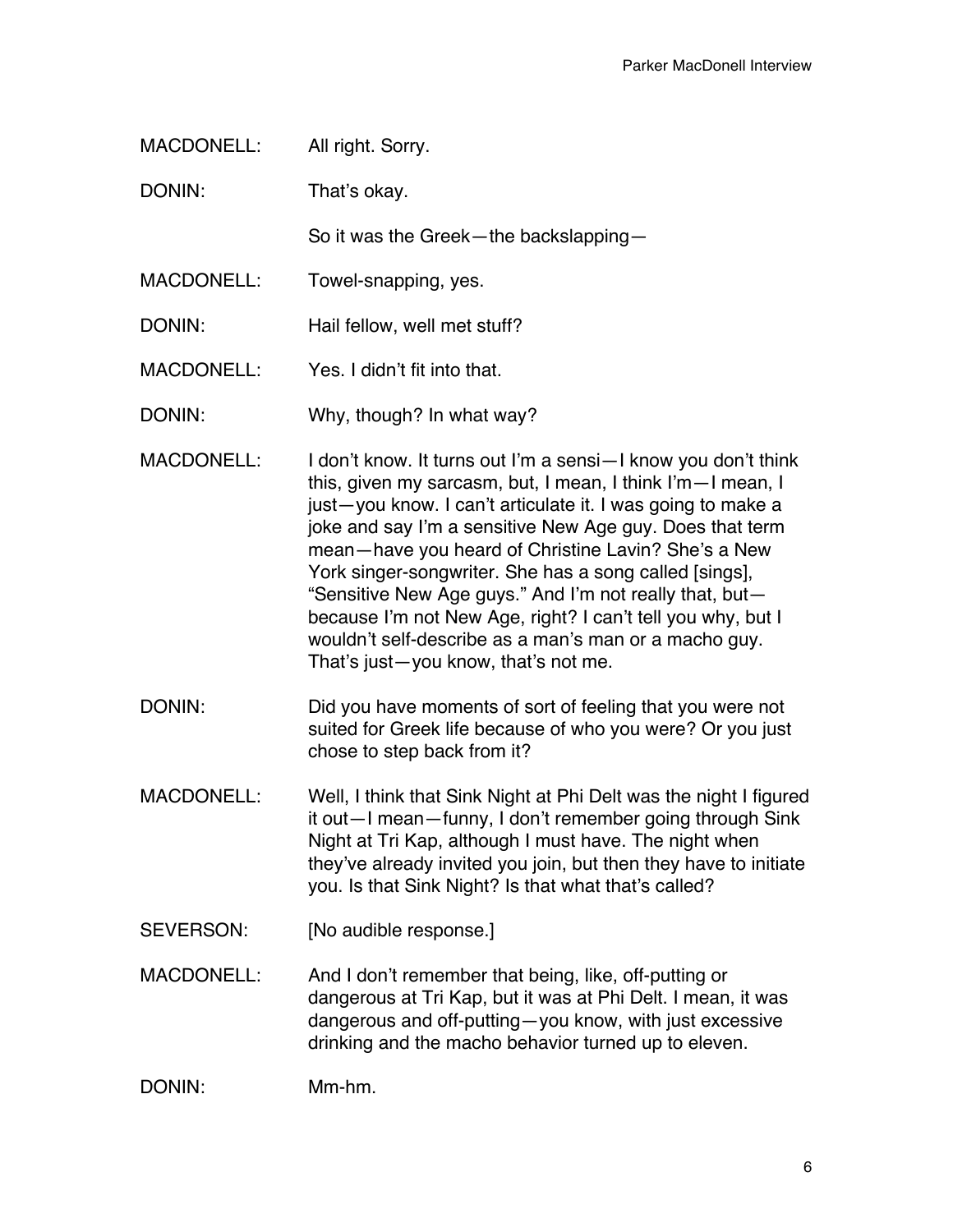MACDONELL: All right. Sorry.

DONIN: That's okay.

So it was the Greek—the backslapping—

MACDONELL: Towel-snapping, yes.

DONIN: Hail fellow, well met stuff?

MACDONELL: Yes. I didn't fit into that.

DONIN: Why, though? In what way?

MACDONELL: I don't know. It turns out I'm a sensi—I know you don't think this, given my sarcasm, but, I mean, I think I'm—I mean, I just—you know. I can't articulate it. I was going to make a joke and say I'm a sensitive New Age guy. Does that term mean—have you heard of Christine Lavin? She's a New York singer-songwriter. She has a song called [sings], "Sensitive New Age guys." And I'm not really that, but—because I'm not New Age, right? I can't tell you why, but I wouldn't self-describe as a man's man or a macho guy. That's just—you know, that's not me.

DONIN: Did you have moments of sort of feeling that you were not suited for Greek life because of who you were? Or you just chose to step back from it?

MACDONELL: Well, I think that Sink Night at Phi Delt was the night I figured it out—I mean—funny, I don't remember going through Sink Night at Tri Kap, although I must have. The night when they've already invited you join, but then they have to initiate you. Is that Sink Night? Is that what that's called?

SEVERSON: [No audible response.]

MACDONELL: And I don't remember that being, like, off-putting or dangerous at Tri Kap, but it was at Phi Delt. I mean, it was dangerous and off-putting—you know, with just excessive drinking and the macho behavior turned up to eleven.

DONIN: Mm-hm.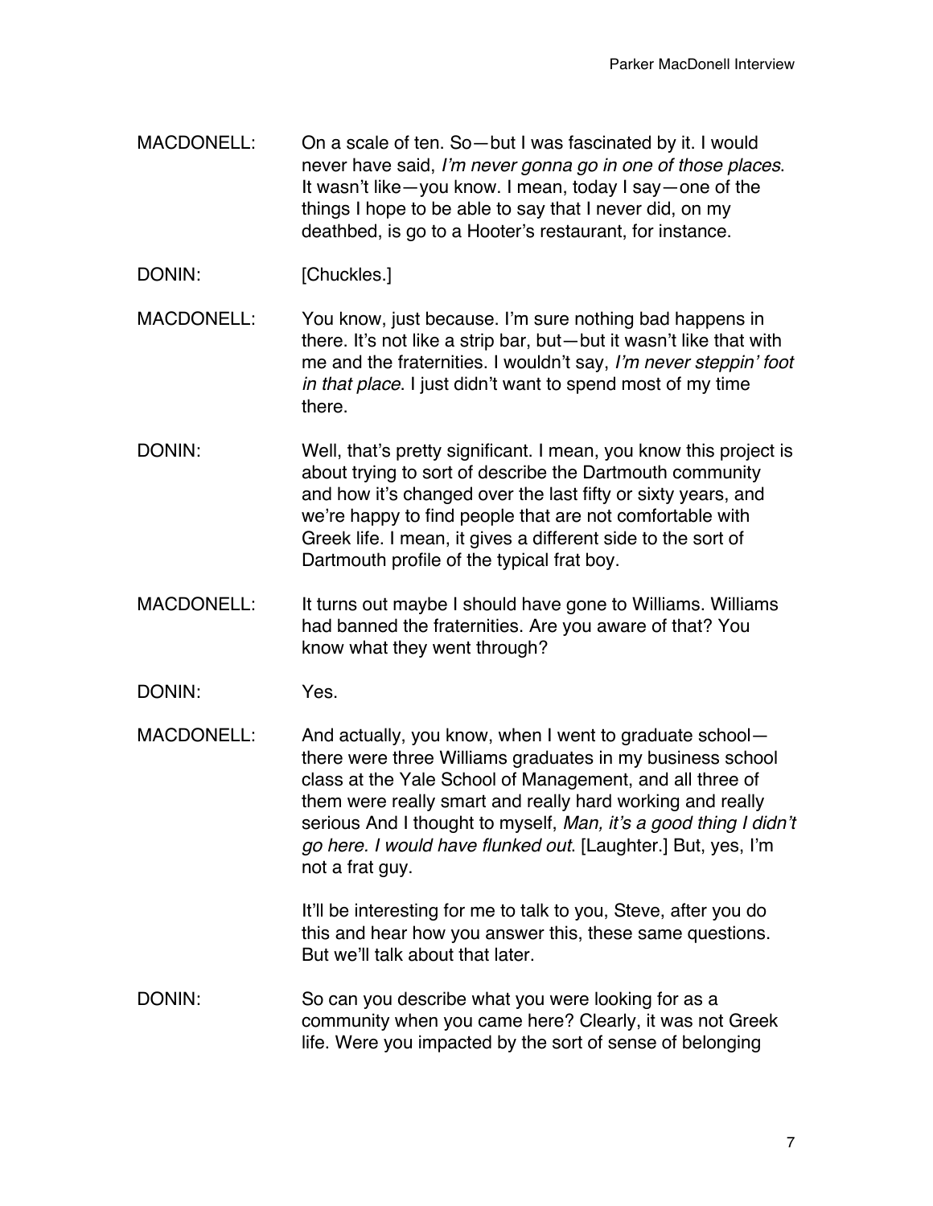MACDONELL: On a scale of ten. So—but I was fascinated by it. I would never have said, *I'm never gonna go in one of those places*. It wasn't like—you know. I mean, today I say—one of the things I hope to be able to say that I never did, on my deathbed, is go to a Hooter's restaurant, for instance.

DONIN: [Chuckles.]

MACDONELL: You know, just because. I'm sure nothing bad happens in there. It's not like a strip bar, but—but it wasn't like that with me and the fraternities. I wouldn't say, *I'm never steppin' foot in that place*. I just didn't want to spend most of my time there.

DONIN: Well, that's pretty significant. I mean, you know this project is about trying to sort of describe the Dartmouth community and how it's changed over the last fifty or sixty years, and we're happy to find people that are not comfortable with Greek life. I mean, it gives a different side to the sort of Dartmouth profile of the typical frat boy.

MACDONELL: It turns out maybe I should have gone to Williams. Williams had banned the fraternities. Are you aware of that? You know what they went through?

DONIN: Yes.

MACDONELL: And actually, you know, when I went to graduate school—there were three Williams graduates in my business school class at the Yale School of Management, and all three of them were really smart and really hard working and really serious And I thought to myself, *Man, it's a good thing I didn't go here. I would have flunked out*. [Laughter.] But, yes, I'm not a frat guy.

It'll be interesting for me to talk to you, Steve, after you do this and hear how you answer this, these same questions. But we'll talk about that later.

DONIN: So can you describe what you were looking for as a community when you came here? Clearly, it was not Greek life. Were you impacted by the sort of sense of belonging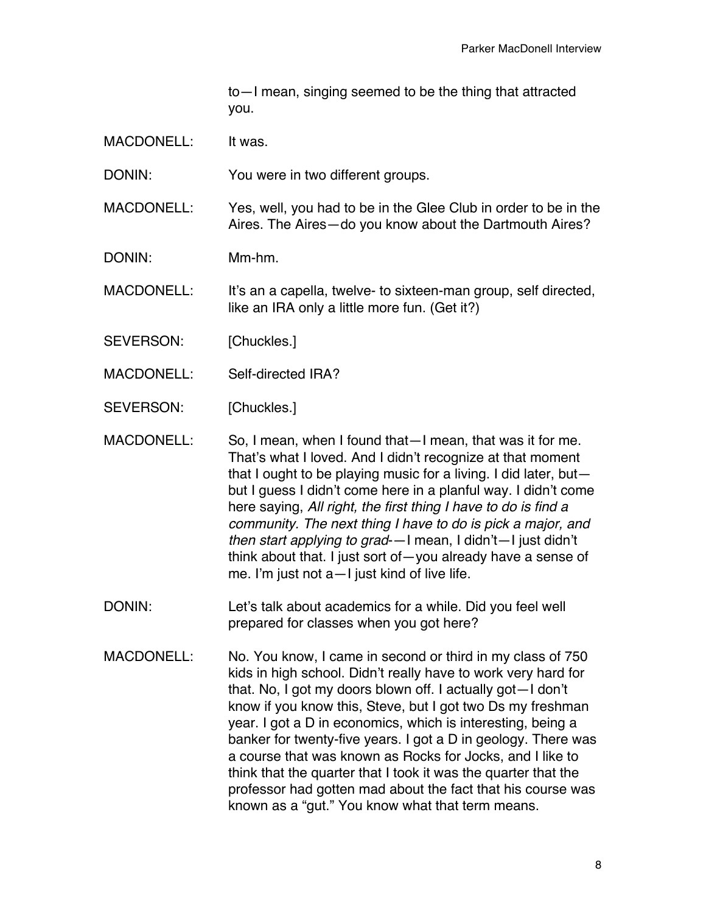to—I mean, singing seemed to be the thing that attracted you.

MACDONELL: It was.

DONIN: You were in two different groups.

MACDONELL: Yes, well, you had to be in the Glee Club in order to be in the Aires. The Aires—do you know about the Dartmouth Aires?

DONIN: Mm-hm.

MACDONELL: It's an a capella, twelve- to sixteen-man group, self directed, like an IRA only a little more fun. (Get it?)

SEVERSON: [Chuckles.]

MACDONELL: Self-directed IRA?

SEVERSON: [Chuckles.]

MACDONELL: So, I mean, when I found that—I mean, that was it for me. That's what I loved. And I didn't recognize at that moment that I ought to be playing music for a living. I did later, but—but I guess I didn't come here in a planful way. I didn't come here saying, *All right, the first thing I have to do is find a community. The next thing I have to do is pick a major, and then start applying to grad-*—I mean, I didn't—I just didn't think about that. I just sort of—you already have a sense of me. I'm just not a—I just kind of live life.

DONIN: Let's talk about academics for a while. Did you feel well prepared for classes when you got here?

MACDONELL: No. You know, I came in second or third in my class of 750 kids in high school. Didn't really have to work very hard for that. No, I got my doors blown off. I actually got—I don't know if you know this, Steve, but I got two Ds my freshman year. I got a D in economics, which is interesting, being a banker for twenty-five years. I got a D in geology. There was a course that was known as Rocks for Jocks, and I like to think that the quarter that I took it was the quarter that the professor had gotten mad about the fact that his course was known as a "gut." You know what that term means.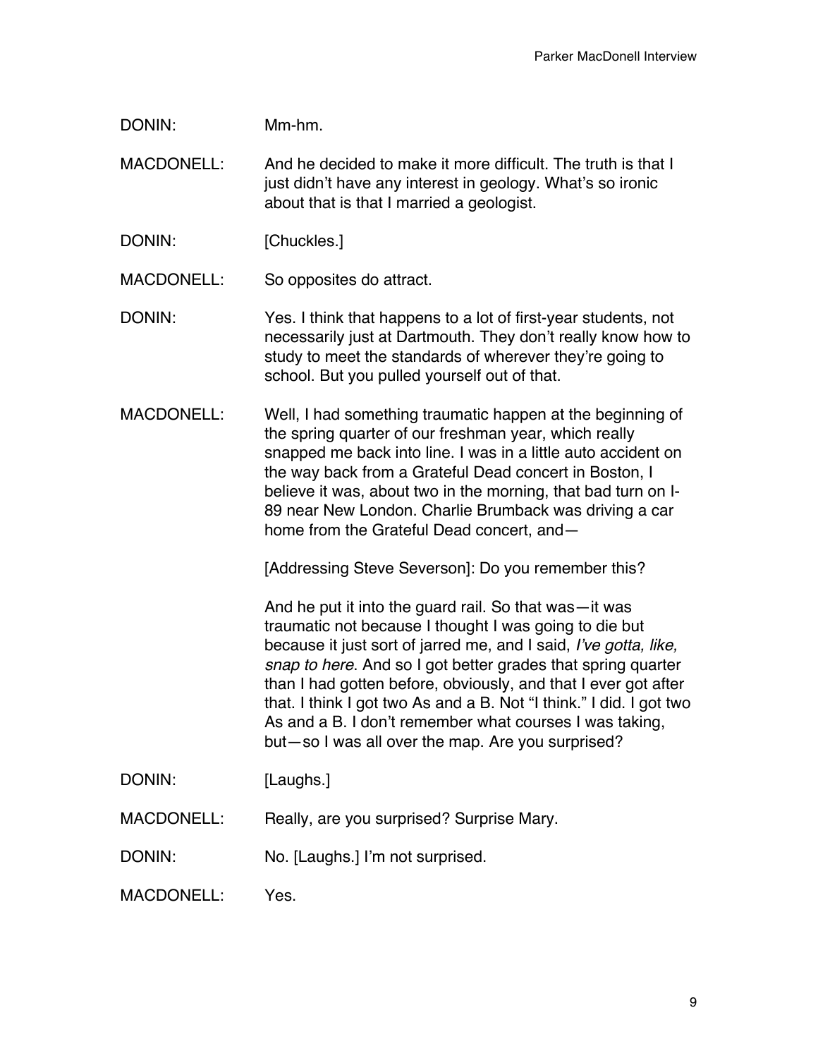DONIN: Mm-hm.

MACDONELL: And he decided to make it more difficult. The truth is that I just didn't have any interest in geology. What's so ironic about that is that I married a geologist.

DONIN: [Chuckles.]

MACDONELL: So opposites do attract.

DONIN: Yes. I think that happens to a lot of first-year students, not necessarily just at Dartmouth. They don't really know how to study to meet the standards of wherever they're going to school. But you pulled yourself out of that.

MACDONELL: Well, I had something traumatic happen at the beginning of the spring quarter of our freshman year, which really snapped me back into line. I was in a little auto accident on the way back from a Grateful Dead concert in Boston, I believe it was, about two in the morning, that bad turn on I-89 near New London. Charlie Brumback was driving a car home from the Grateful Dead concert, and—

[Addressing Steve Severson]: Do you remember this?

And he put it into the guard rail. So that was—it was traumatic not because I thought I was going to die but because it just sort of jarred me, and I said, *I've gotta, like, snap to here*. And so I got better grades that spring quarter than I had gotten before, obviously, and that I ever got after that. I think I got two As and a B. Not "I think." I did. I got two As and a B. I don't remember what courses I was taking, but—so I was all over the map. Are you surprised?

DONIN: [Laughs.]

MACDONELL: Really, are you surprised? Surprise Mary.

DONIN: No. [Laughs.] I'm not surprised.

MACDONELL: Yes.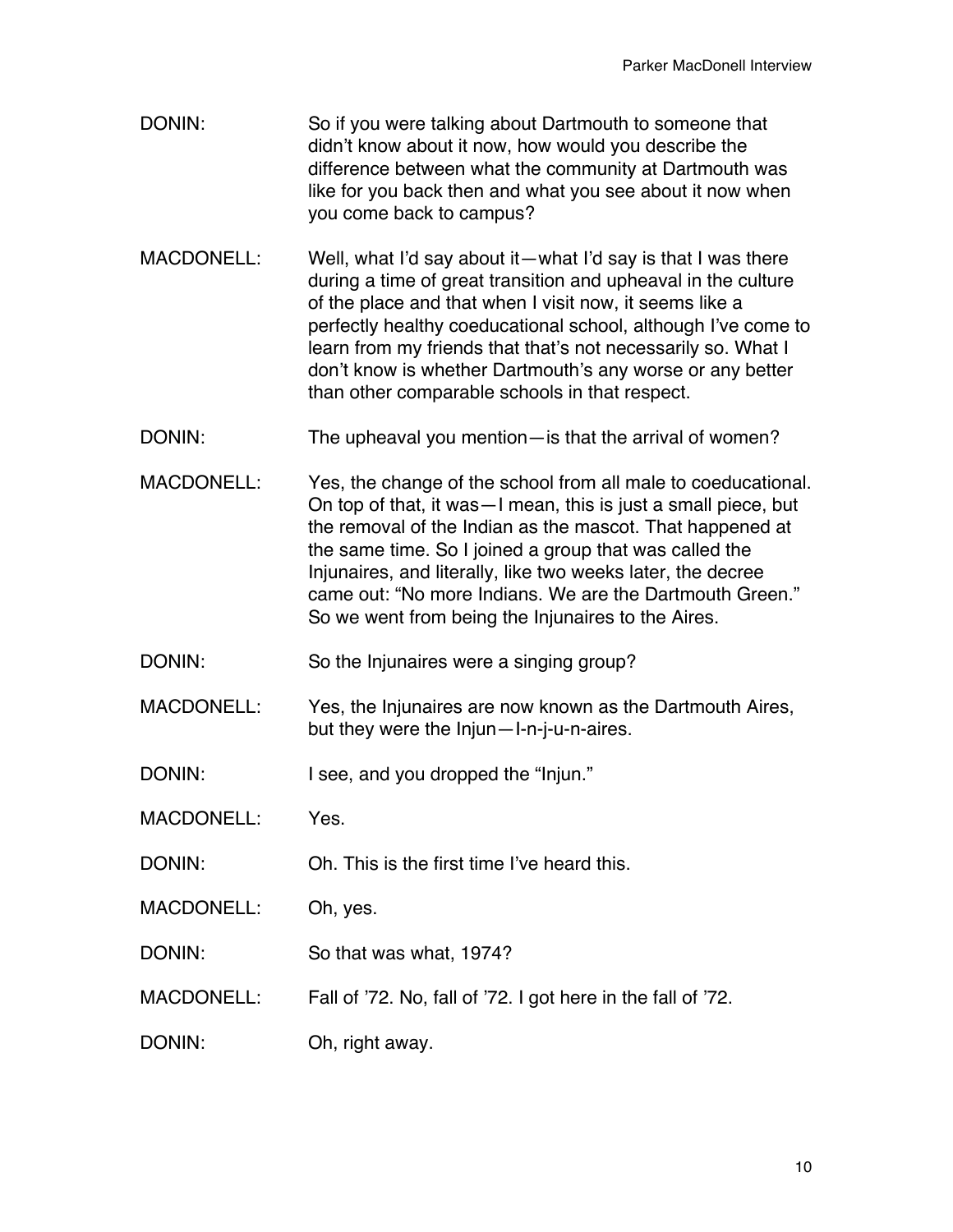DONIN: So if you were talking about Dartmouth to someone that didn't know about it now, how would you describe the difference between what the community at Dartmouth was like for you back then and what you see about it now when you come back to campus?

MACDONELL: Well, what I'd say about it—what I'd say is that I was there during a time of great transition and upheaval in the culture of the place and that when I visit now, it seems like a perfectly healthy coeducational school, although I've come to learn from my friends that that's not necessarily so. What I don't know is whether Dartmouth's any worse or any better than other comparable schools in that respect.

DONIN: The upheaval you mention—is that the arrival of women?

MACDONELL: Yes, the change of the school from all male to coeducational. On top of that, it was—I mean, this is just a small piece, but the removal of the Indian as the mascot. That happened at the same time. So I joined a group that was called the Injunaires, and literally, like two weeks later, the decree came out: "No more Indians. We are the Dartmouth Green." So we went from being the Injunaires to the Aires.

DONIN: So the Injunaires were a singing group?

MACDONELL: Yes, the Injunaires are now known as the Dartmouth Aires, but they were the Injun—I-n-j-u-n-aires.

DONIN: I see, and you dropped the "Injun."

MACDONELL: Yes.

DONIN: Oh. This is the first time I've heard this.

MACDONELL: Oh, yes.

DONIN: So that was what, 1974?

MACDONELL: Fall of '72. No, fall of '72. I got here in the fall of '72.

DONIN: Oh, right away.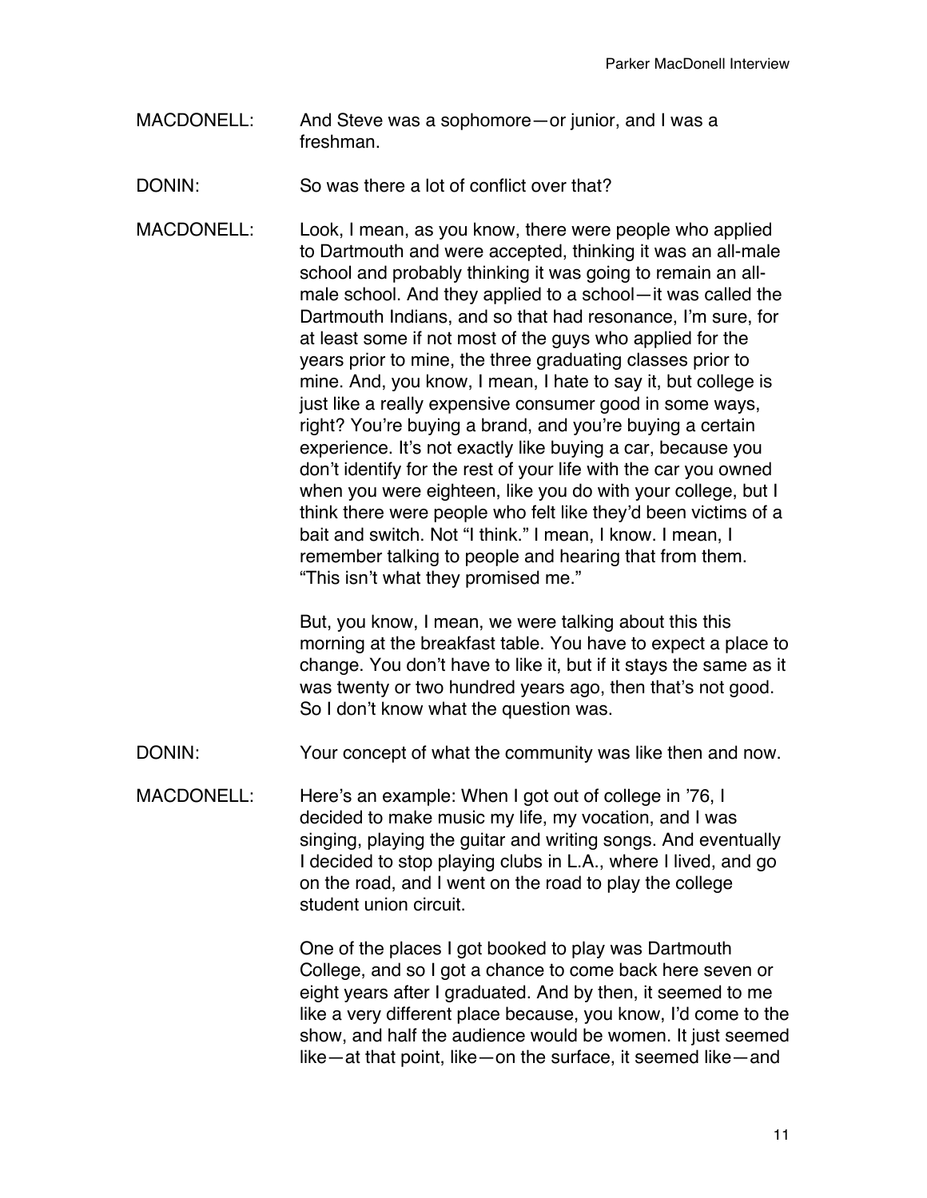MACDONELL: And Steve was a sophomore—or junior, and I was a freshman.

DONIN: So was there a lot of conflict over that?

MACDONELL: Look, I mean, as you know, there were people who applied to Dartmouth and were accepted, thinking it was an all-male school and probably thinking it was going to remain an all-male school. And they applied to a school—it was called the Dartmouth Indians, and so that had resonance, I'm sure, for at least some if not most of the guys who applied for the years prior to mine, the three graduating classes prior to mine. And, you know, I mean, I hate to say it, but college is just like a really expensive consumer good in some ways, right? You're buying a brand, and you're buying a certain experience. It's not exactly like buying a car, because you don't identify for the rest of your life with the car you owned when you were eighteen, like you do with your college, but I think there were people who felt like they'd been victims of a bait and switch. Not "I think." I mean, I know. I mean, I remember talking to people and hearing that from them. "This isn't what they promised me."

But, you know, I mean, we were talking about this this morning at the breakfast table. You have to expect a place to change. You don't have to like it, but if it stays the same as it was twenty or two hundred years ago, then that's not good. So I don't know what the question was.

DONIN: Your concept of what the community was like then and now.

MACDONELL: Here's an example: When I got out of college in '76, I decided to make music my life, my vocation, and I was singing, playing the guitar and writing songs. And eventually I decided to stop playing clubs in L.A., where I lived, and go on the road, and I went on the road to play the college student union circuit.

One of the places I got booked to play was Dartmouth College, and so I got a chance to come back here seven or eight years after I graduated. And by then, it seemed to me like a very different place because, you know, I'd come to the show, and half the audience would be women. It just seemed like—at that point, like—on the surface, it seemed like—and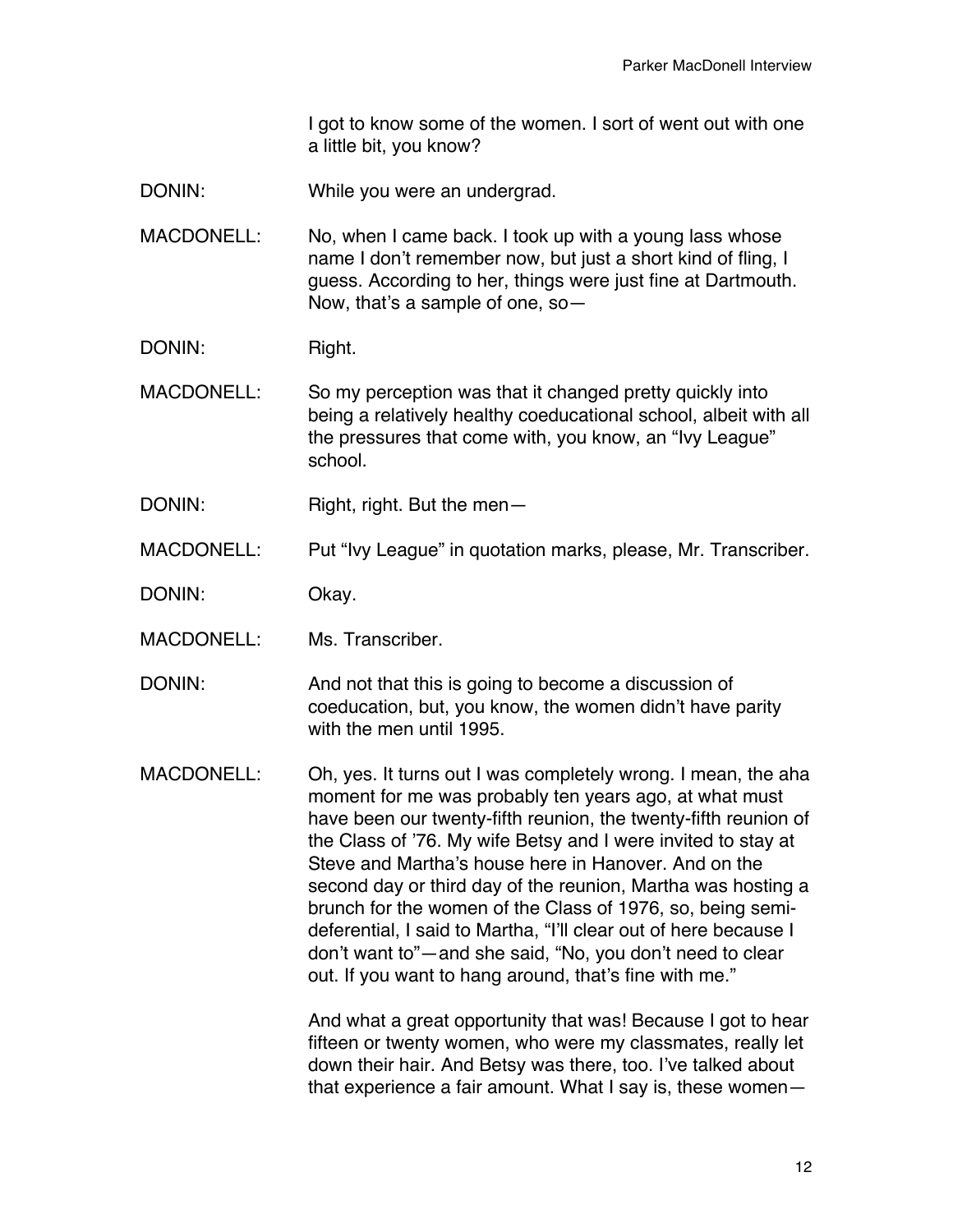I got to know some of the women. I sort of went out with one a little bit, you know?

DONIN: While you were an undergrad.

MACDONELL: No, when I came back. I took up with a young lass whose name I don't remember now, but just a short kind of fling, I guess. According to her, things were just fine at Dartmouth. Now, that's a sample of one, so—

DONIN: Right.

MACDONELL: So my perception was that it changed pretty quickly into being a relatively healthy coeducational school, albeit with all the pressures that come with, you know, an "Ivy League" school.

DONIN: Right, right. But the men—

MACDONELL: Put "Ivy League" in quotation marks, please, Mr. Transcriber.

DONIN: Okay.

MACDONELL: Ms. Transcriber.

DONIN: And not that this is going to become a discussion of coeducation, but, you know, the women didn't have parity with the men until 1995.

MACDONELL: Oh, yes. It turns out I was completely wrong. I mean, the aha moment for me was probably ten years ago, at what must have been our twenty-fifth reunion, the twenty-fifth reunion of the Class of '76. My wife Betsy and I were invited to stay at Steve and Martha's house here in Hanover. And on the second day or third day of the reunion, Martha was hosting a brunch for the women of the Class of 1976, so, being semi-deferential, I said to Martha, "I'll clear out of here because I don't want to"—and she said, "No, you don't need to clear out. If you want to hang around, that's fine with me."

And what a great opportunity that was! Because I got to hear fifteen or twenty women, who were my classmates, really let down their hair. And Betsy was there, too. I've talked about that experience a fair amount. What I say is, these women—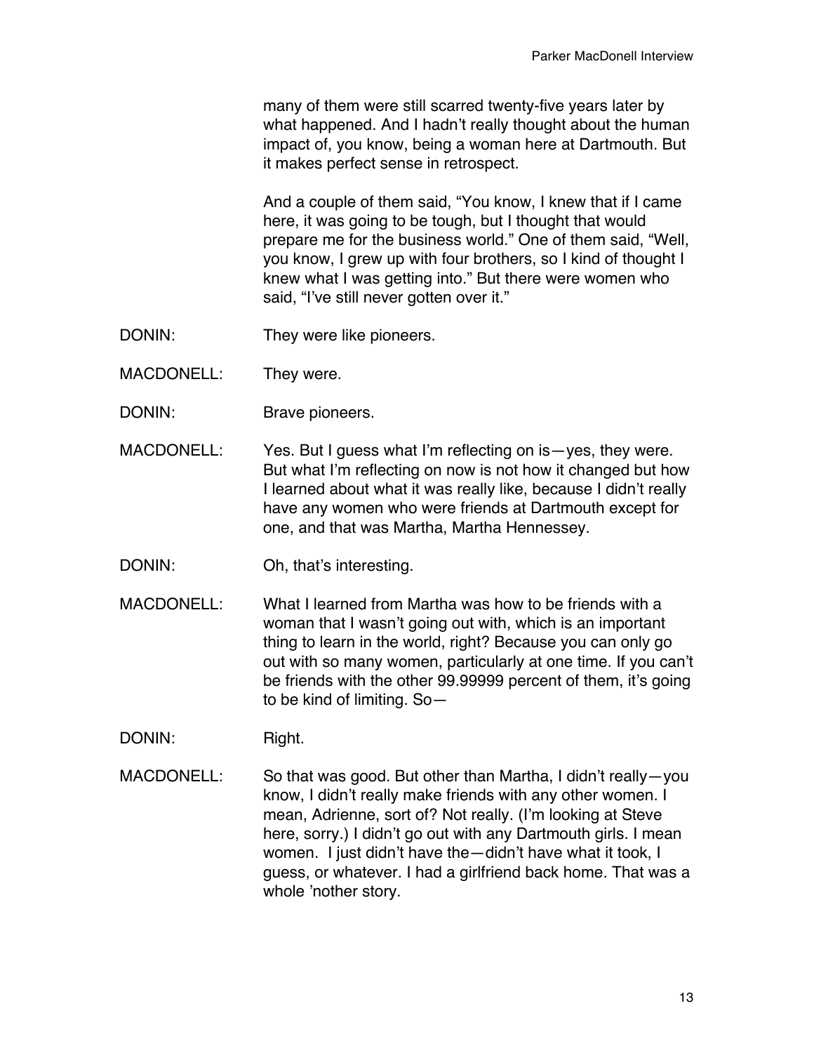many of them were still scarred twenty-five years later by what happened. And I hadn't really thought about the human impact of, you know, being a woman here at Dartmouth. But it makes perfect sense in retrospect.

And a couple of them said, "You know, I knew that if I came here, it was going to be tough, but I thought that would prepare me for the business world." One of them said, "Well, you know, I grew up with four brothers, so I kind of thought I knew what I was getting into." But there were women who said, "I've still never gotten over it."

DONIN: They were like pioneers.

MACDONELL: They were.

DONIN: Brave pioneers.

MACDONELL: Yes. But I guess what I'm reflecting on is—yes, they were. But what I'm reflecting on now is not how it changed but how I learned about what it was really like, because I didn't really have any women who were friends at Dartmouth except for one, and that was Martha, Martha Hennessey.

DONIN: Oh, that's interesting.

MACDONELL: What I learned from Martha was how to be friends with a woman that I wasn't going out with, which is an important thing to learn in the world, right? Because you can only go out with so many women, particularly at one time. If you can't be friends with the other 99.99999 percent of them, it's going to be kind of limiting. So—

DONIN: Right.

MACDONELL: So that was good. But other than Martha, I didn't really—you know, I didn't really make friends with any other women. I mean, Adrienne, sort of? Not really. (I'm looking at Steve here, sorry.) I didn't go out with any Dartmouth girls. I mean women. I just didn't have the—didn't have what it took, I guess, or whatever. I had a girlfriend back home. That was a whole 'nother story.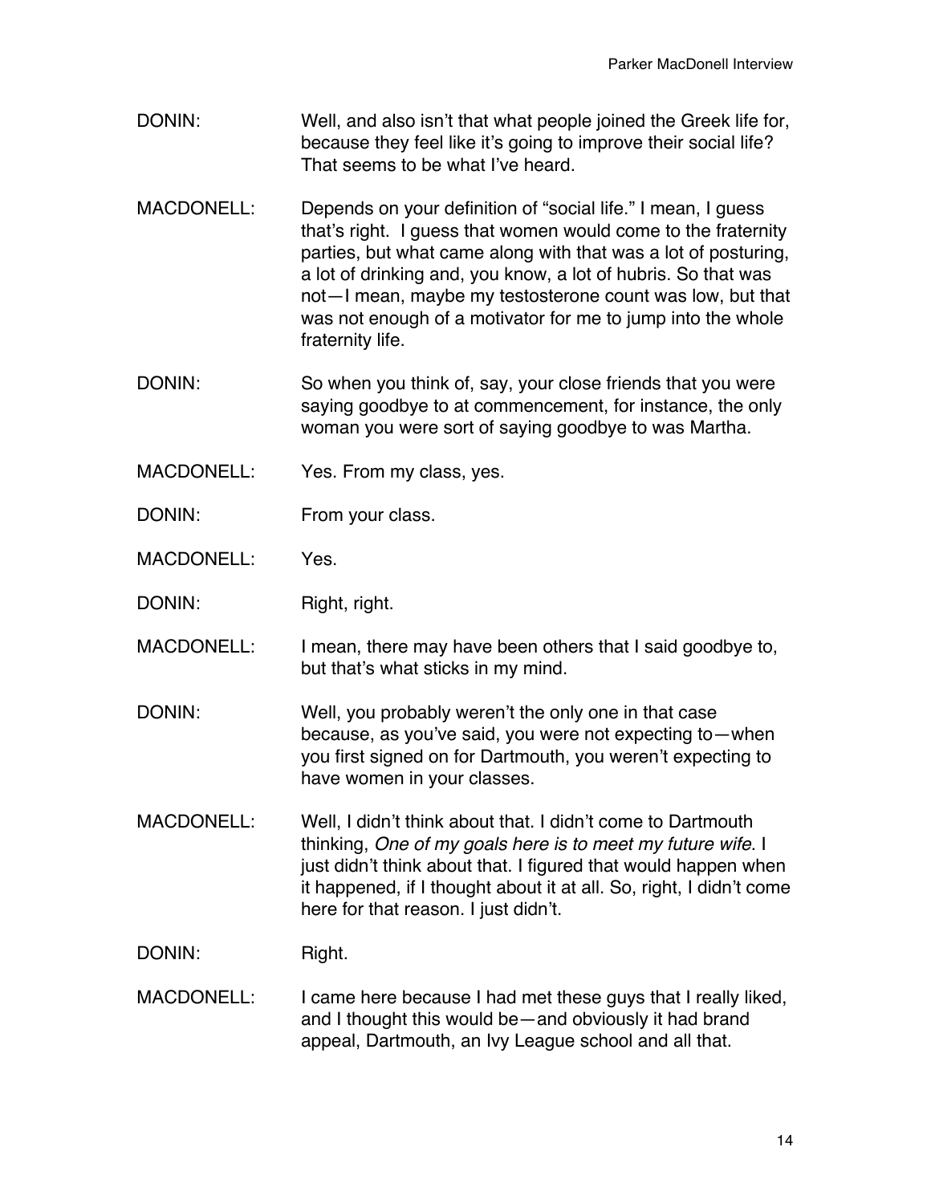DONIN: Well, and also isn't that what people joined the Greek life for, because they feel like it's going to improve their social life? That seems to be what I've heard.

MACDONELL: Depends on your definition of "social life." I mean, I guess that's right. I guess that women would come to the fraternity parties, but what came along with that was a lot of posturing, a lot of drinking and, you know, a lot of hubris. So that was not—I mean, maybe my testosterone count was low, but that was not enough of a motivator for me to jump into the whole fraternity life.

DONIN: So when you think of, say, your close friends that you were saying goodbye to at commencement, for instance, the only woman you were sort of saying goodbye to was Martha.

MACDONELL: Yes. From my class, yes.

DONIN: From your class.

MACDONELL: Yes.

DONIN: Right, right.

MACDONELL: I mean, there may have been others that I said goodbye to, but that's what sticks in my mind.

DONIN: Well, you probably weren't the only one in that case because, as you've said, you were not expecting to—when you first signed on for Dartmouth, you weren't expecting to have women in your classes.

MACDONELL: Well, I didn't think about that. I didn't come to Dartmouth thinking, *One of my goals here is to meet my future wife*. I just didn't think about that. I figured that would happen when it happened, if I thought about it at all. So, right, I didn't come here for that reason. I just didn't.

DONIN: Right.

MACDONELL: I came here because I had met these guys that I really liked, and I thought this would be—and obviously it had brand appeal, Dartmouth, an Ivy League school and all that.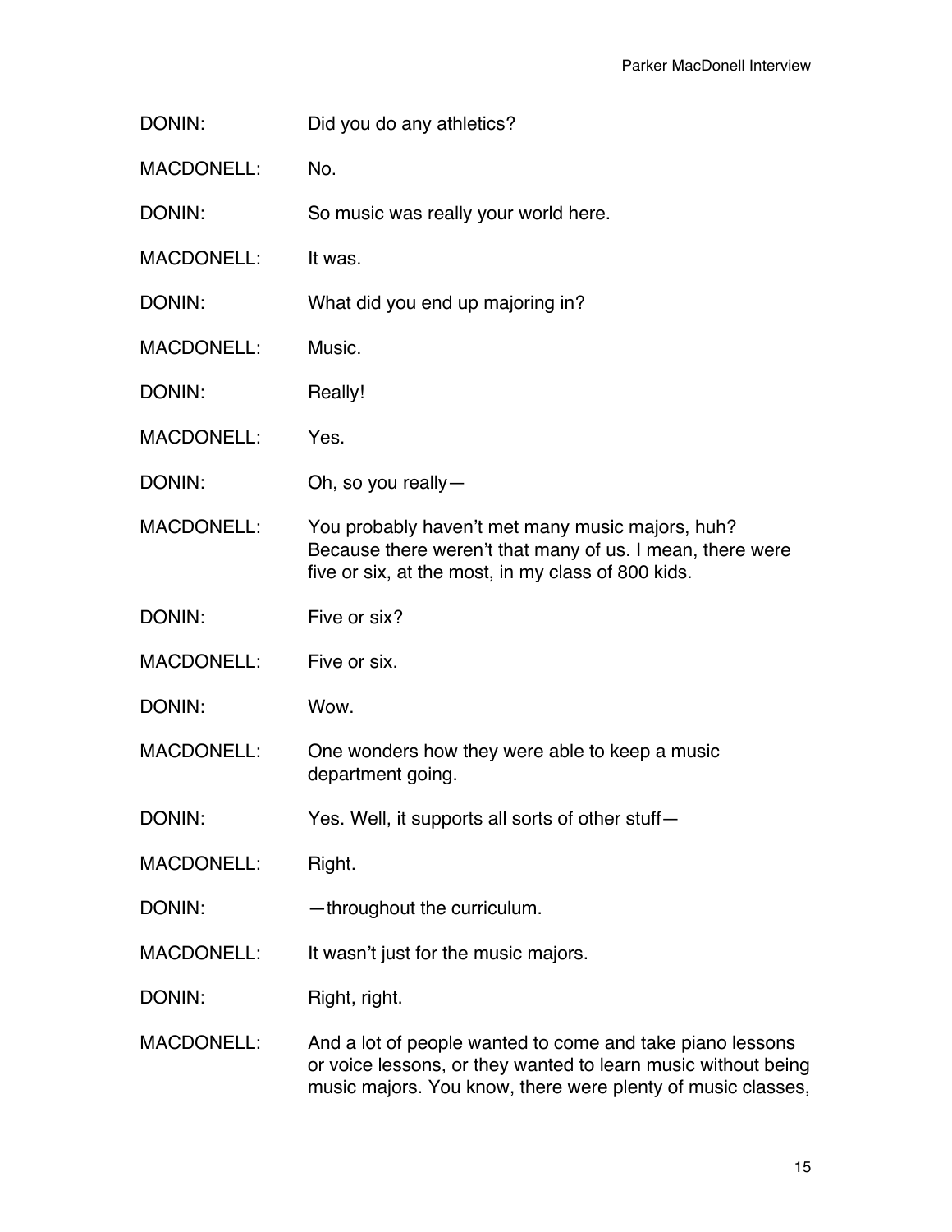DONIN: Did you do any athletics?

MACDONELL: No.

DONIN: So music was really your world here.

MACDONELL: It was.

DONIN: What did you end up majoring in?

MACDONELL: Music.

DONIN: Really!

MACDONELL: Yes.

DONIN: Oh, so you really—

MACDONELL: You probably haven't met many music majors, huh? Because there weren't that many of us. I mean, there were five or six, at the most, in my class of 800 kids.

DONIN: Five or six?

MACDONELL: Five or six.

DONIN: Wow.

MACDONELL: One wonders how they were able to keep a music department going.

DONIN: Yes. Well, it supports all sorts of other stuff—

MACDONELL: Right.

DONIN: —throughout the curriculum.

MACDONELL: It wasn't just for the music majors.

DONIN: Right, right.

MACDONELL: And a lot of people wanted to come and take piano lessons or voice lessons, or they wanted to learn music without being music majors. You know, there were plenty of music classes,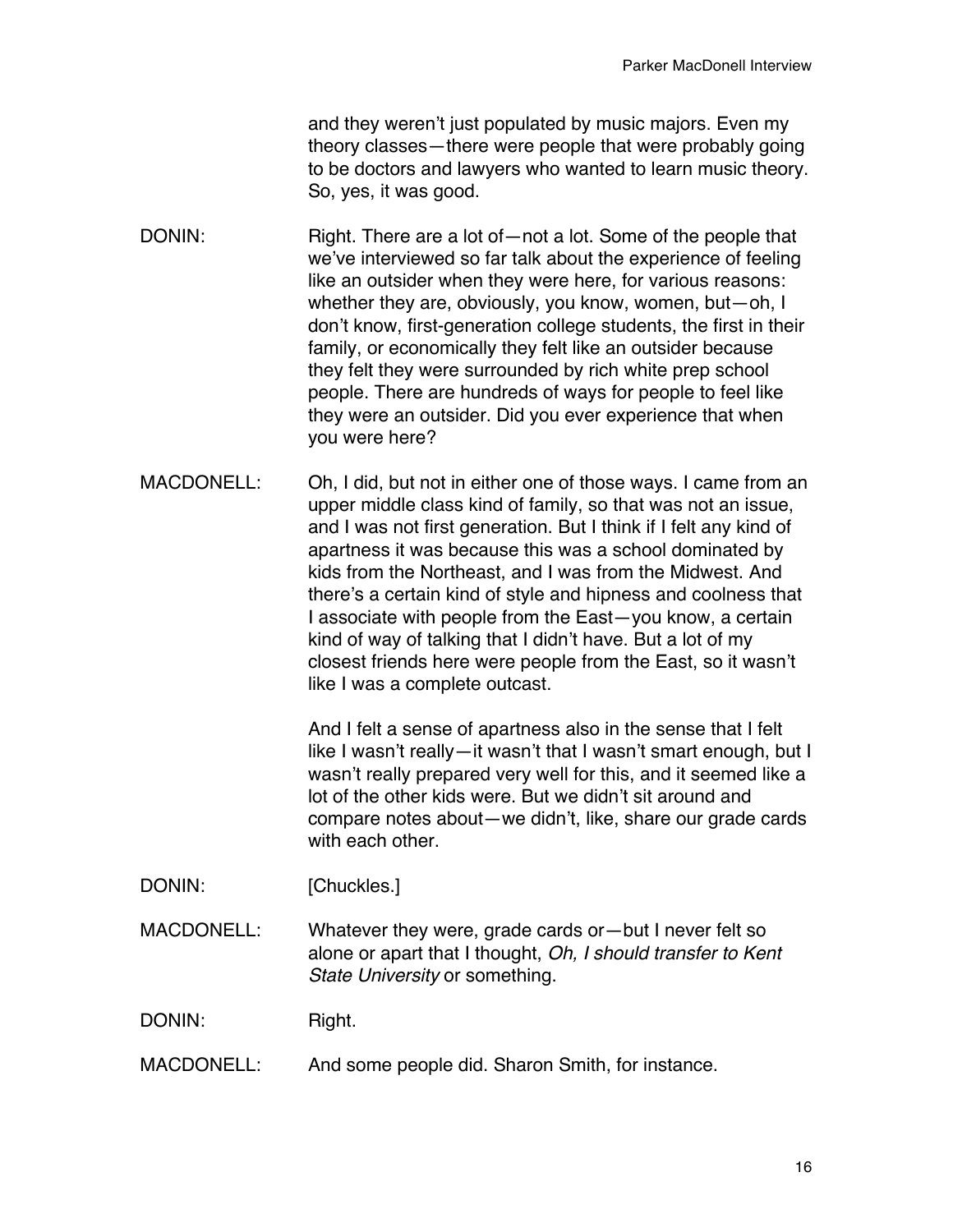and they weren't just populated by music majors. Even my theory classes—there were people that were probably going to be doctors and lawyers who wanted to learn music theory. So, yes, it was good.

DONIN: Right. There are a lot of—not a lot. Some of the people that we've interviewed so far talk about the experience of feeling like an outsider when they were here, for various reasons: whether they are, obviously, you know, women, but—oh, I don't know, first-generation college students, the first in their family, or economically they felt like an outsider because they felt they were surrounded by rich white prep school people. There are hundreds of ways for people to feel like they were an outsider. Did you ever experience that when you were here?

MACDONELL: Oh, I did, but not in either one of those ways. I came from an upper middle class kind of family, so that was not an issue, and I was not first generation. But I think if I felt any kind of apartness it was because this was a school dominated by kids from the Northeast, and I was from the Midwest. And there's a certain kind of style and hipness and coolness that I associate with people from the East—you know, a certain kind of way of talking that I didn't have. But a lot of my closest friends here were people from the East, so it wasn't like I was a complete outcast.

And I felt a sense of apartness also in the sense that I felt like I wasn't really—it wasn't that I wasn't smart enough, but I wasn't really prepared very well for this, and it seemed like a lot of the other kids were. But we didn't sit around and compare notes about—we didn't, like, share our grade cards with each other.

DONIN: [Chuckles.]

MACDONELL: Whatever they were, grade cards or—but I never felt so alone or apart that I thought, *Oh, I should transfer to Kent State University* or something.

DONIN: Right.

MACDONELL: And some people did. Sharon Smith, for instance.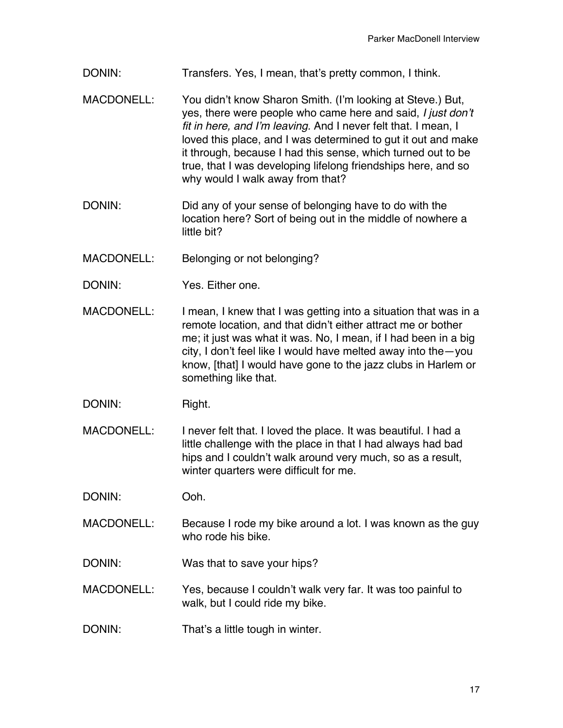DONIN: Transfers. Yes, I mean, that's pretty common, I think.

MACDONELL: You didn't know Sharon Smith. (I'm looking at Steve.) But, yes, there were people who came here and said, *I just don't fit in here, and I'm leaving.* And I never felt that. I mean, I loved this place, and I was determined to gut it out and make it through, because I had this sense, which turned out to be true, that I was developing lifelong friendships here, and so why would I walk away from that?

DONIN: Did any of your sense of belonging have to do with the location here? Sort of being out in the middle of nowhere a little bit?

MACDONELL: Belonging or not belonging?

DONIN: Yes. Either one.

MACDONELL: I mean, I knew that I was getting into a situation that was in a remote location, and that didn't either attract me or bother me; it just was what it was. No, I mean, if I had been in a big city, I don't feel like I would have melted away into the—you know, [that] I would have gone to the jazz clubs in Harlem or something like that.

DONIN: Right.

MACDONELL: I never felt that. I loved the place. It was beautiful. I had a little challenge with the place in that I had always had bad hips and I couldn't walk around very much, so as a result, winter quarters were difficult for me.

DONIN: Ooh.

MACDONELL: Because I rode my bike around a lot. I was known as the guy who rode his bike.

DONIN: Was that to save your hips?

MACDONELL: Yes, because I couldn't walk very far. It was too painful to walk, but I could ride my bike.

DONIN: That's a little tough in winter.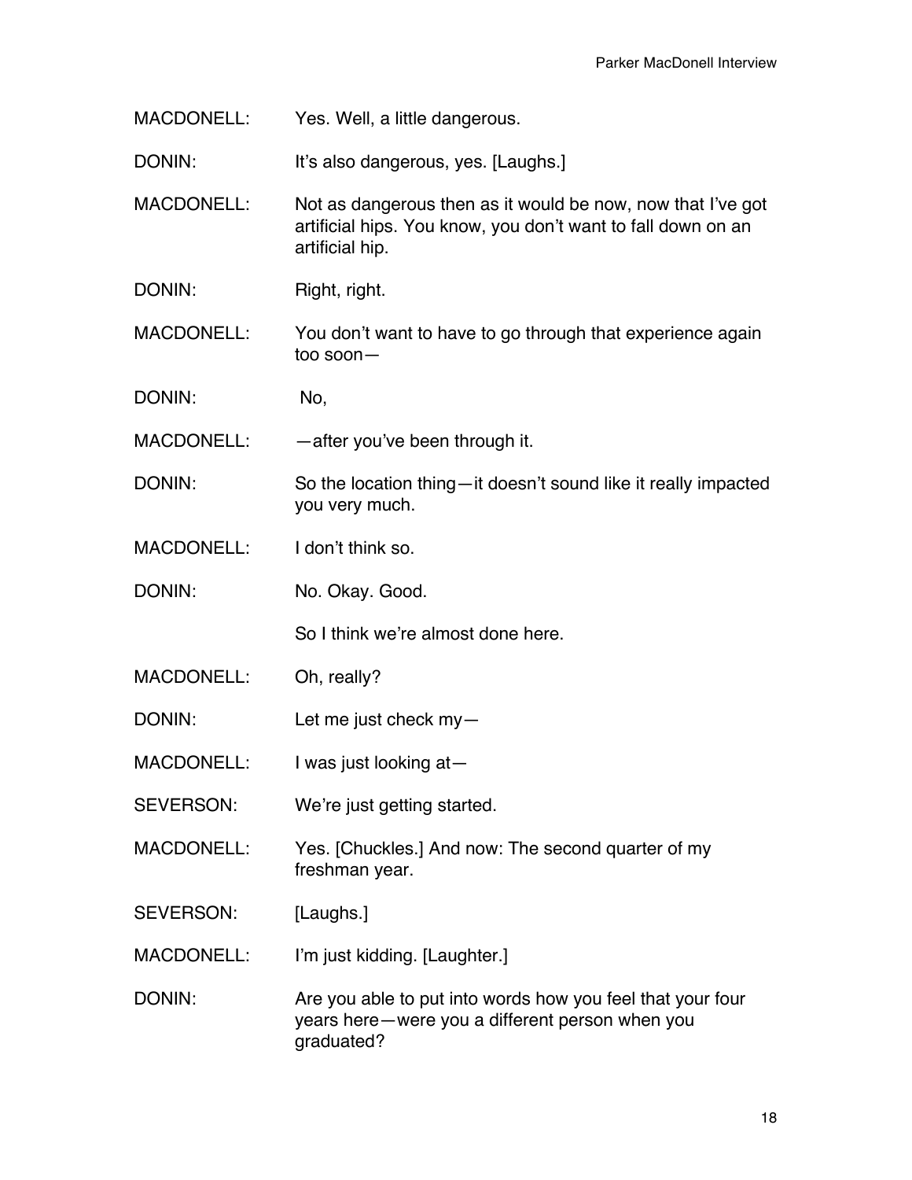MACDONELL: Yes. Well, a little dangerous.

DONIN: It's also dangerous, yes. [Laughs.]

MACDONELL: Not as dangerous then as it would be now, now that I've got artificial hips. You know, you don't want to fall down on an artificial hip.

DONIN: Right, right.

MACDONELL: You don't want to have to go through that experience again too soon—

DONIN: No,

MACDONELL: —after you've been through it.

DONIN: So the location thing—it doesn't sound like it really impacted you very much.

MACDONELL: I don't think so.

DONIN: No. Okay. Good.

So I think we're almost done here.

MACDONELL: Oh, really?

DONIN: Let me just check my—

MACDONELL: I was just looking at—

SEVERSON: We're just getting started.

MACDONELL: Yes. [Chuckles.] And now: The second quarter of my freshman year.

SEVERSON: [Laughs.]

MACDONELL: I'm just kidding. [Laughter.]

DONIN: Are you able to put into words how you feel that your four years here—were you a different person when you graduated?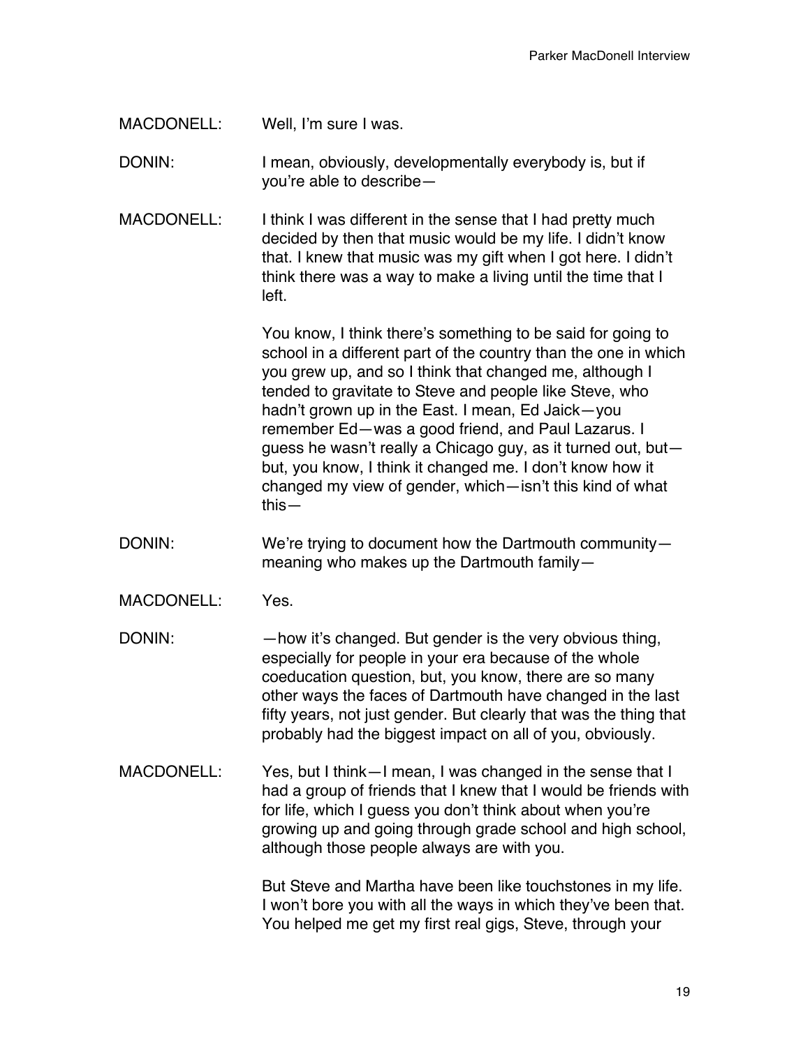MACDONELL: Well, I'm sure I was.

DONIN: I mean, obviously, developmentally everybody is, but if you're able to describe—

MACDONELL: I think I was different in the sense that I had pretty much decided by then that music would be my life. I didn't know that. I knew that music was my gift when I got here. I didn't think there was a way to make a living until the time that I left.

You know, I think there's something to be said for going to school in a different part of the country than the one in which you grew up, and so I think that changed me, although I tended to gravitate to Steve and people like Steve, who hadn't grown up in the East. I mean, Ed Jaick—you remember Ed—was a good friend, and Paul Lazarus. I guess he wasn't really a Chicago guy, as it turned out, but—but, you know, I think it changed me. I don't know how it changed my view of gender, which—isn't this kind of what this—

DONIN: We're trying to document how the Dartmouth community—meaning who makes up the Dartmouth family—

MACDONELL: Yes.

DONIN: —how it's changed. But gender is the very obvious thing, especially for people in your era because of the whole coeducation question, but, you know, there are so many other ways the faces of Dartmouth have changed in the last fifty years, not just gender. But clearly that was the thing that probably had the biggest impact on all of you, obviously.

MACDONELL: Yes, but I think—I mean, I was changed in the sense that I had a group of friends that I knew that I would be friends with for life, which I guess you don't think about when you're growing up and going through grade school and high school, although those people always are with you.

But Steve and Martha have been like touchstones in my life. I won't bore you with all the ways in which they've been that. You helped me get my first real gigs, Steve, through your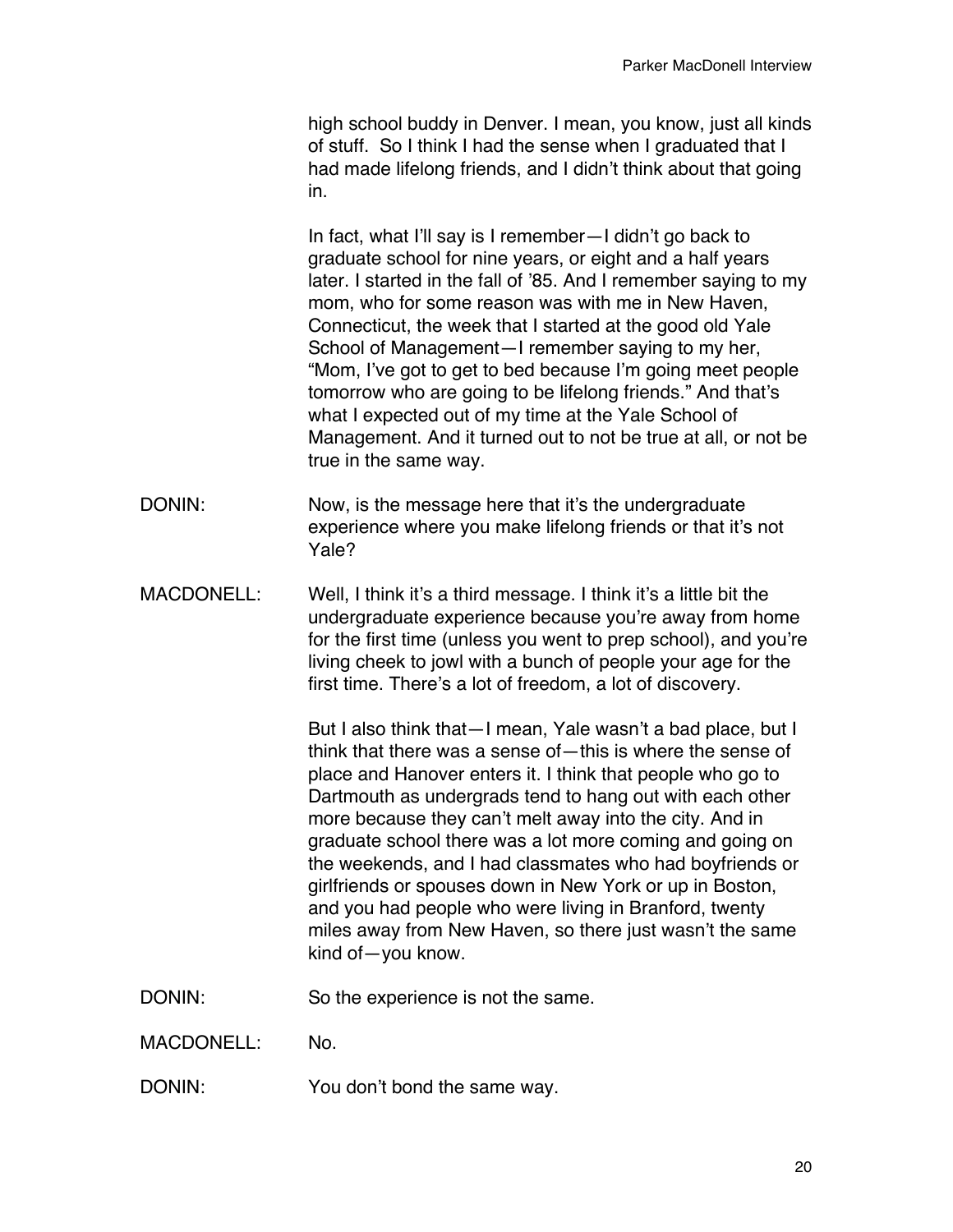high school buddy in Denver. I mean, you know, just all kinds of stuff. So I think I had the sense when I graduated that I had made lifelong friends, and I didn't think about that going in.

In fact, what I'll say is I remember—I didn't go back to graduate school for nine years, or eight and a half years later. I started in the fall of '85. And I remember saying to my mom, who for some reason was with me in New Haven, Connecticut, the week that I started at the good old Yale School of Management—I remember saying to my her, "Mom, I've got to get to bed because I'm going meet people tomorrow who are going to be lifelong friends." And that's what I expected out of my time at the Yale School of Management. And it turned out to not be true at all, or not be true in the same way.

DONIN: Now, is the message here that it's the undergraduate experience where you make lifelong friends or that it's not Yale?

MACDONELL: Well, I think it's a third message. I think it's a little bit the undergraduate experience because you're away from home for the first time (unless you went to prep school), and you're living cheek to jowl with a bunch of people your age for the first time. There's a lot of freedom, a lot of discovery.

But I also think that—I mean, Yale wasn't a bad place, but I think that there was a sense of—this is where the sense of place and Hanover enters it. I think that people who go to Dartmouth as undergrads tend to hang out with each other more because they can't melt away into the city. And in graduate school there was a lot more coming and going on the weekends, and I had classmates who had boyfriends or girlfriends or spouses down in New York or up in Boston, and you had people who were living in Branford, twenty miles away from New Haven, so there just wasn't the same kind of—you know.

DONIN: So the experience is not the same.

MACDONELL: No.

DONIN: You don't bond the same way.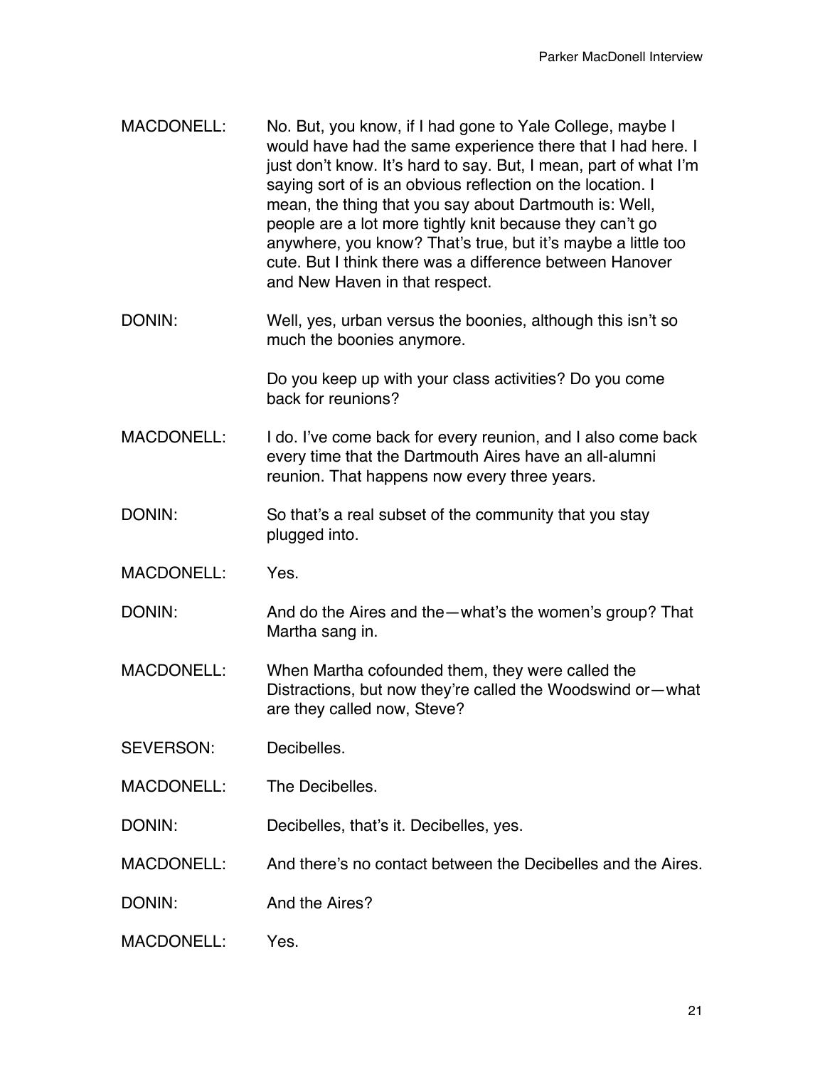MACDONELL: No. But, you know, if I had gone to Yale College, maybe I would have had the same experience there that I had here. I just don't know. It's hard to say. But, I mean, part of what I'm saying sort of is an obvious reflection on the location. I mean, the thing that you say about Dartmouth is: Well, people are a lot more tightly knit because they can't go anywhere, you know? That's true, but it's maybe a little too cute. But I think there was a difference between Hanover and New Haven in that respect.

DONIN: Well, yes, urban versus the boonies, although this isn't so much the boonies anymore.

Do you keep up with your class activities? Do you come back for reunions?

MACDONELL: I do. I've come back for every reunion, and I also come back every time that the Dartmouth Aires have an all-alumni reunion. That happens now every three years.

DONIN: So that's a real subset of the community that you stay plugged into.

MACDONELL: Yes.

DONIN: And do the Aires and the—what's the women's group? That Martha sang in.

MACDONELL: When Martha cofounded them, they were called the Distractions, but now they're called the Woodswind or—what are they called now, Steve?

SEVERSON: Decibelles.

MACDONELL: The Decibelles.

DONIN: Decibelles, that's it. Decibelles, yes.

MACDONELL: And there's no contact between the Decibelles and the Aires.

DONIN: And the Aires?

MACDONELL: Yes.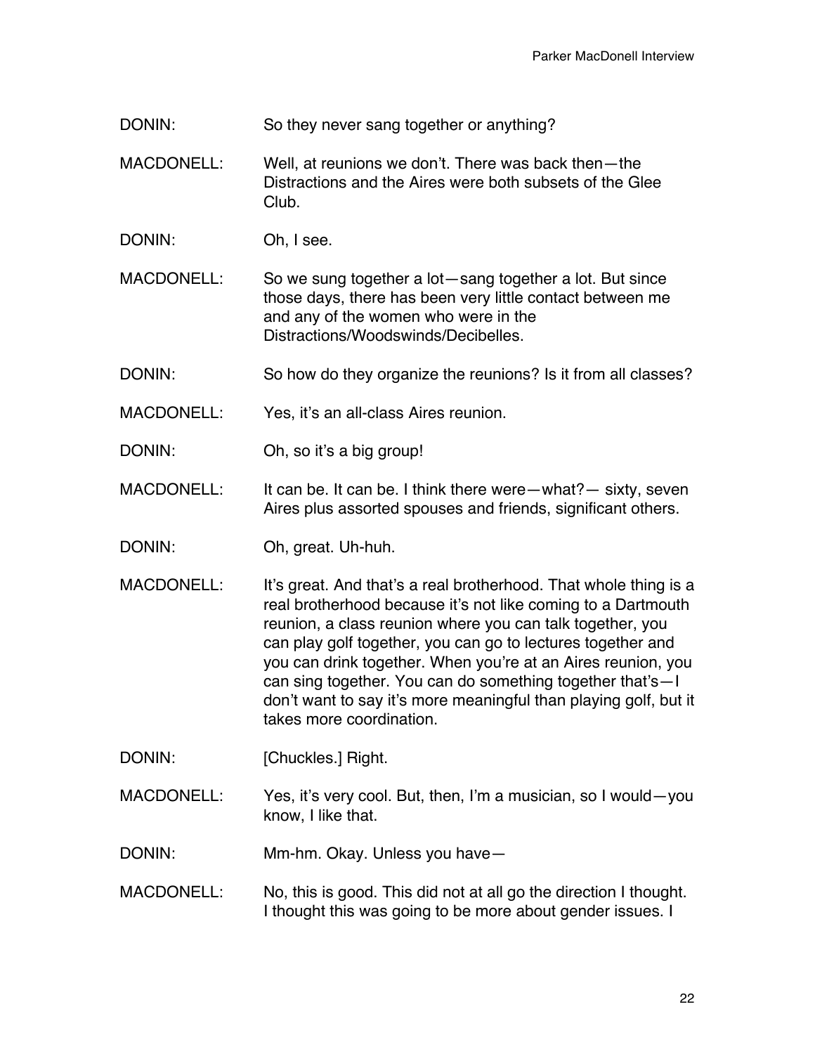DONIN: So they never sang together or anything?

MACDONELL: Well, at reunions we don't. There was back then—the Distractions and the Aires were both subsets of the Glee Club.

DONIN: Oh, I see.

MACDONELL: So we sung together a lot—sang together a lot. But since those days, there has been very little contact between me and any of the women who were in the Distractions/Woodswinds/Decibelles.

DONIN: So how do they organize the reunions? Is it from all classes?

MACDONELL: Yes, it's an all-class Aires reunion.

DONIN: Oh, so it's a big group!

MACDONELL: It can be. It can be. I think there were—what?— sixty, seven Aires plus assorted spouses and friends, significant others.

DONIN: Oh, great. Uh-huh.

MACDONELL: It's great. And that's a real brotherhood. That whole thing is a real brotherhood because it's not like coming to a Dartmouth reunion, a class reunion where you can talk together, you can play golf together, you can go to lectures together and you can drink together. When you're at an Aires reunion, you can sing together. You can do something together that's—I don't want to say it's more meaningful than playing golf, but it takes more coordination.

DONIN: [Chuckles.] Right.

MACDONELL: Yes, it's very cool. But, then, I'm a musician, so I would—you know, I like that.

DONIN: Mm-hm. Okay. Unless you have—

MACDONELL: No, this is good. This did not at all go the direction I thought. I thought this was going to be more about gender issues. I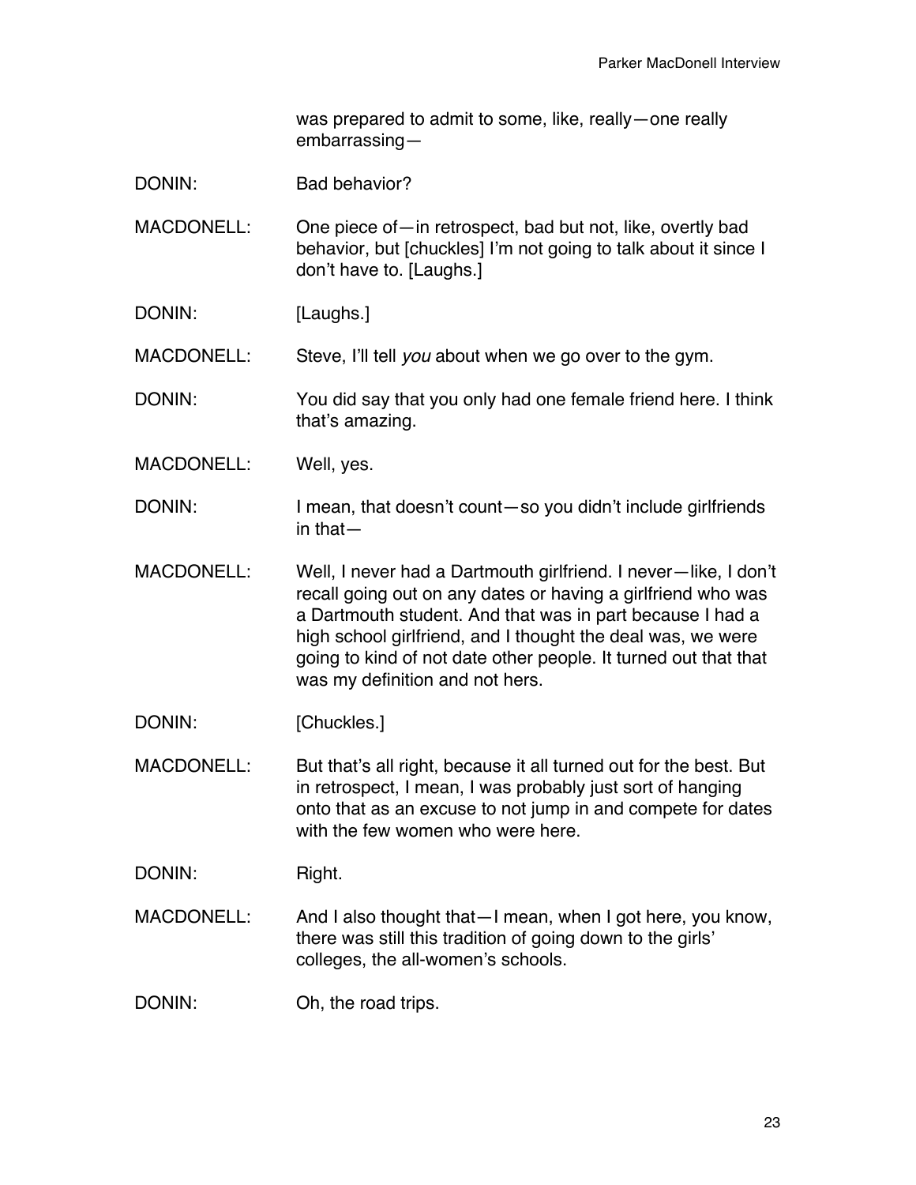was prepared to admit to some, like, really—one really embarrassing—

DONIN: Bad behavior?

MACDONELL: One piece of—in retrospect, bad but not, like, overtly bad behavior, but [chuckles] I'm not going to talk about it since I don't have to. [Laughs.]

DONIN: [Laughs.]

MACDONELL: Steve, I'll tell *you* about when we go over to the gym.

DONIN: You did say that you only had one female friend here. I think that's amazing.

MACDONELL: Well, yes.

DONIN: I mean, that doesn't count—so you didn't include girlfriends in that—

MACDONELL: Well, I never had a Dartmouth girlfriend. I never—like, I don't recall going out on any dates or having a girlfriend who was a Dartmouth student. And that was in part because I had a high school girlfriend, and I thought the deal was, we were going to kind of not date other people. It turned out that that was my definition and not hers.

DONIN: [Chuckles.]

MACDONELL: But that's all right, because it all turned out for the best. But in retrospect, I mean, I was probably just sort of hanging onto that as an excuse to not jump in and compete for dates with the few women who were here.

DONIN: Right.

MACDONELL: And I also thought that—I mean, when I got here, you know, there was still this tradition of going down to the girls' colleges, the all-women's schools.

DONIN: Oh, the road trips.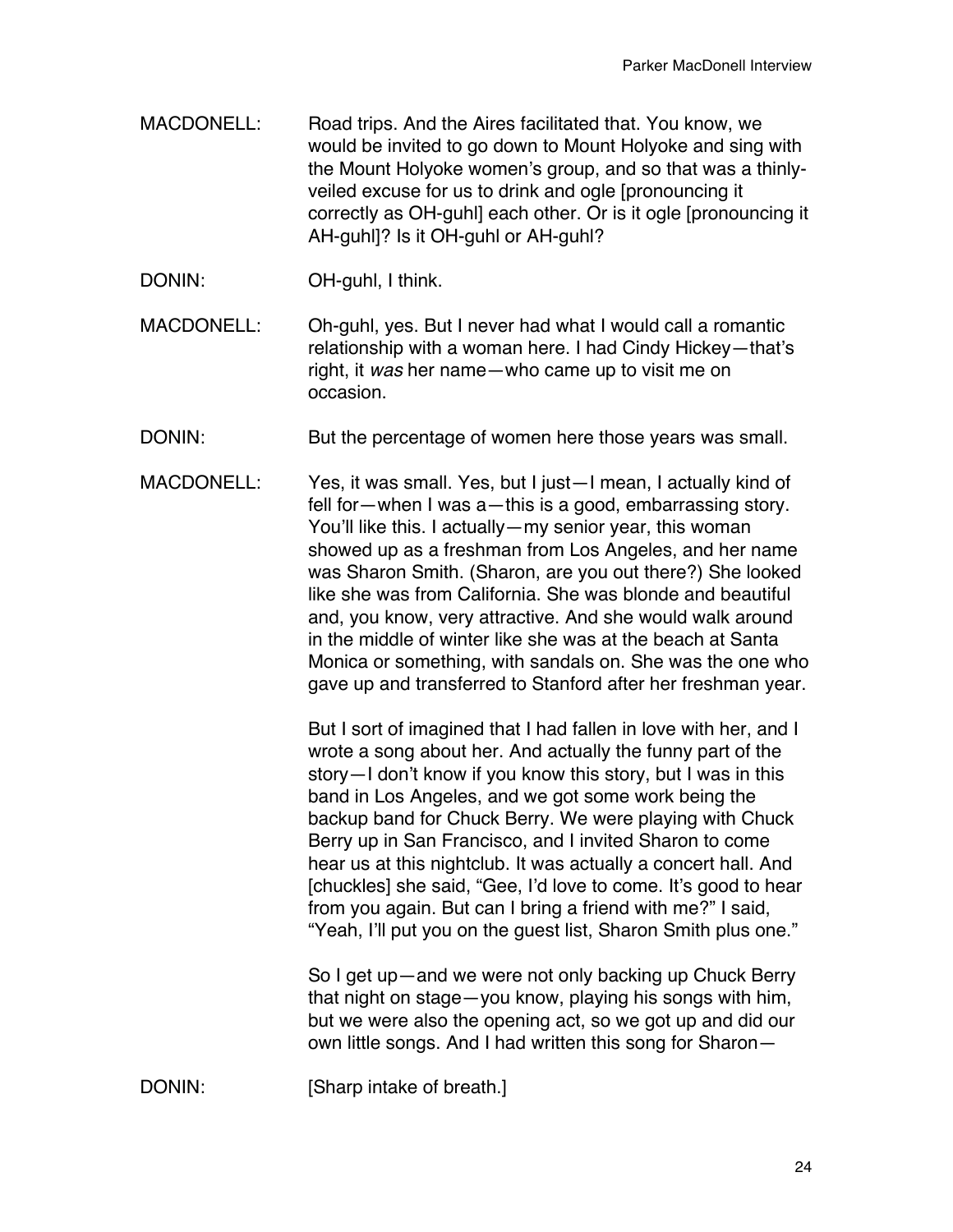MACDONELL: Road trips. And the Aires facilitated that. You know, we would be invited to go down to Mount Holyoke and sing with the Mount Holyoke women's group, and so that was a thinly-veiled excuse for us to drink and ogle [pronouncing it correctly as OH-guhl] each other. Or is it ogle [pronouncing it AH-guhl]? Is it OH-guhl or AH-guhl?

DONIN: OH-guhl, I think.

MACDONELL: Oh-guhl, yes. But I never had what I would call a romantic relationship with a woman here. I had Cindy Hickey—that's right, it *was* her name—who came up to visit me on occasion.

DONIN: But the percentage of women here those years was small.

MACDONELL: Yes, it was small. Yes, but I just—I mean, I actually kind of fell for—when I was a—this is a good, embarrassing story. You'll like this. I actually—my senior year, this woman showed up as a freshman from Los Angeles, and her name was Sharon Smith. (Sharon, are you out there?) She looked like she was from California. She was blonde and beautiful and, you know, very attractive. And she would walk around in the middle of winter like she was at the beach at Santa Monica or something, with sandals on. She was the one who gave up and transferred to Stanford after her freshman year.

But I sort of imagined that I had fallen in love with her, and I wrote a song about her. And actually the funny part of the story—I don't know if you know this story, but I was in this band in Los Angeles, and we got some work being the backup band for Chuck Berry. We were playing with Chuck Berry up in San Francisco, and I invited Sharon to come hear us at this nightclub. It was actually a concert hall. And [chuckles] she said, "Gee, I'd love to come. It's good to hear from you again. But can I bring a friend with me?" I said, "Yeah, I'll put you on the guest list, Sharon Smith plus one."

So I get up—and we were not only backing up Chuck Berry that night on stage—you know, playing his songs with him, but we were also the opening act, so we got up and did our own little songs. And I had written this song for Sharon—

DONIN: [Sharp intake of breath.]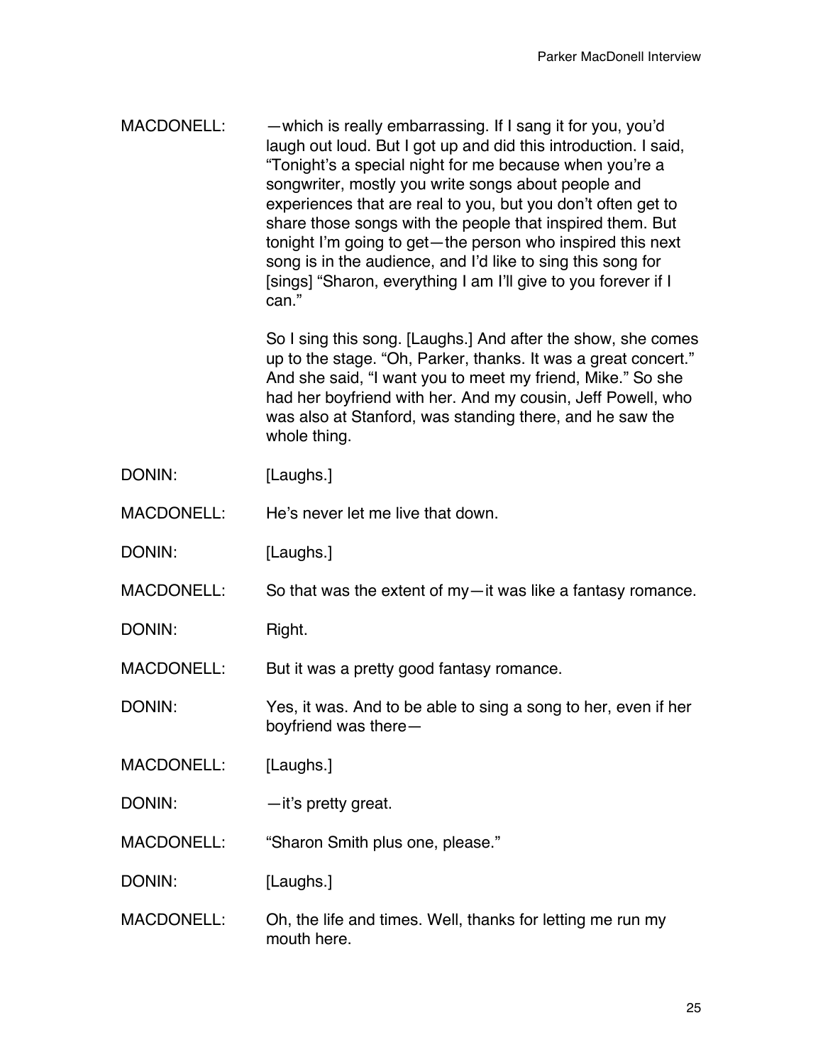MACDONELL: —which is really embarrassing. If I sang it for you, you'd laugh out loud. But I got up and did this introduction. I said, "Tonight's a special night for me because when you're a songwriter, mostly you write songs about people and experiences that are real to you, but you don't often get to share those songs with the people that inspired them. But tonight I'm going to get—the person who inspired this next song is in the audience, and I'd like to sing this song for [sings] "Sharon, everything I am I'll give to you forever if I can."

So I sing this song. [Laughs.] And after the show, she comes up to the stage. "Oh, Parker, thanks. It was a great concert." And she said, "I want you to meet my friend, Mike." So she had her boyfriend with her. And my cousin, Jeff Powell, who was also at Stanford, was standing there, and he saw the whole thing.

DONIN: [Laughs.]

MACDONELL: He's never let me live that down.

DONIN: [Laughs.]

MACDONELL: So that was the extent of my—it was like a fantasy romance.

DONIN: Right.

MACDONELL: But it was a pretty good fantasy romance.

DONIN: Yes, it was. And to be able to sing a song to her, even if her boyfriend was there—

MACDONELL: [Laughs.]

DONIN: —it's pretty great.

MACDONELL: "Sharon Smith plus one, please."

DONIN: [Laughs.]

MACDONELL: Oh, the life and times. Well, thanks for letting me run my mouth here.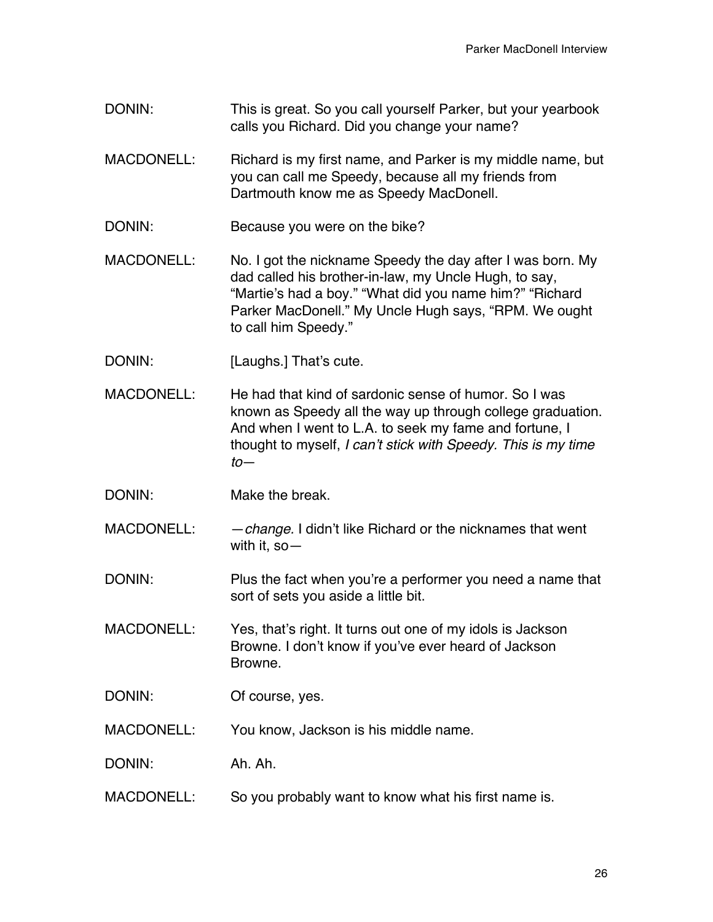DONIN: This is great. So you call yourself Parker, but your yearbook calls you Richard. Did you change your name?

MACDONELL: Richard is my first name, and Parker is my middle name, but you can call me Speedy, because all my friends from Dartmouth know me as Speedy MacDonell.

DONIN: Because you were on the bike?

MACDONELL: No. I got the nickname Speedy the day after I was born. My dad called his brother-in-law, my Uncle Hugh, to say, "Martie's had a boy." "What did you name him?" "Richard Parker MacDonell." My Uncle Hugh says, "RPM. We ought to call him Speedy."

DONIN: [Laughs.] That's cute.

MACDONELL: He had that kind of sardonic sense of humor. So I was known as Speedy all the way up through college graduation. And when I went to L.A. to seek my fame and fortune, I thought to myself, *I can't stick with Speedy. This is my time to—*

DONIN: Make the break.

MACDONELL: *—change.* I didn't like Richard or the nicknames that went with it, so—

DONIN: Plus the fact when you're a performer you need a name that sort of sets you aside a little bit.

MACDONELL: Yes, that's right. It turns out one of my idols is Jackson Browne. I don't know if you've ever heard of Jackson Browne.

DONIN: Of course, yes.

MACDONELL: You know, Jackson is his middle name.

DONIN: Ah. Ah.

MACDONELL: So you probably want to know what his first name is.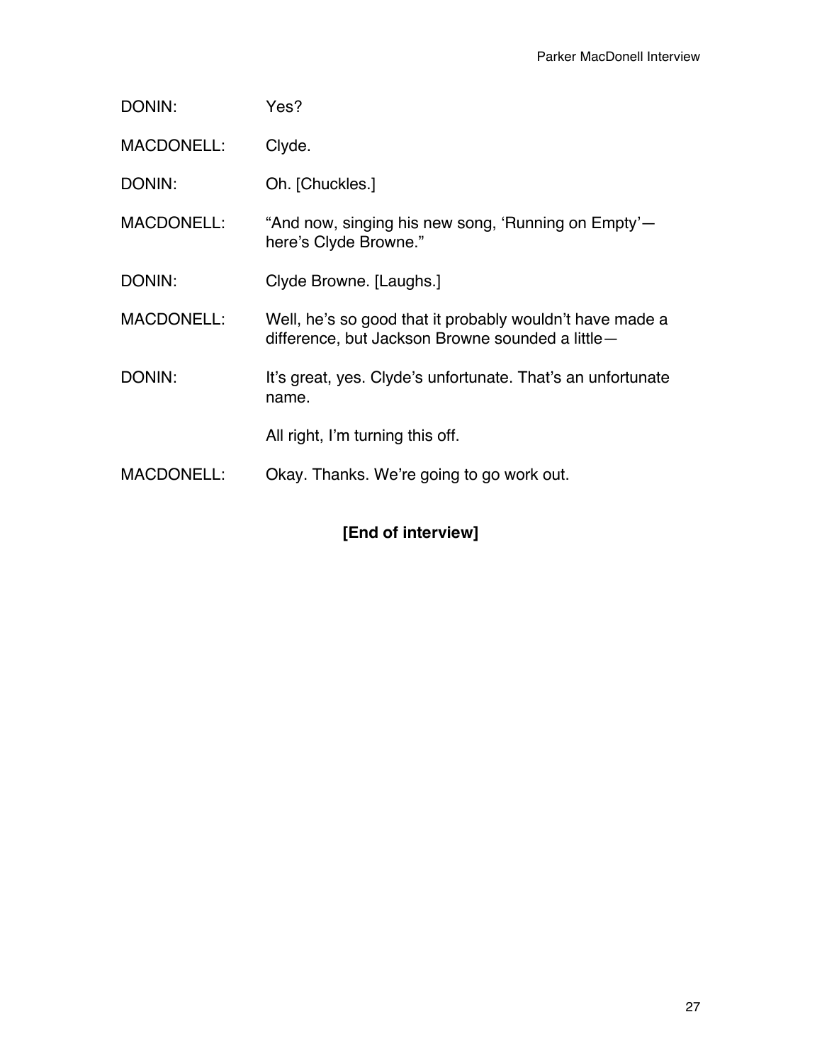DONIN: Yes?

MACDONELL: Clyde.

DONIN: Oh. [Chuckles.]

MACDONELL: "And now, singing his new song, 'Running on Empty'—here's Clyde Browne."

DONIN: Clyde Browne. [Laughs.]

MACDONELL: Well, he's so good that it probably wouldn't have made a difference, but Jackson Browne sounded a little—

DONIN: It's great, yes. Clyde's unfortunate. That's an unfortunate name.

All right, I'm turning this off.

MACDONELL: Okay. Thanks. We're going to go work out.

**[End of interview]**